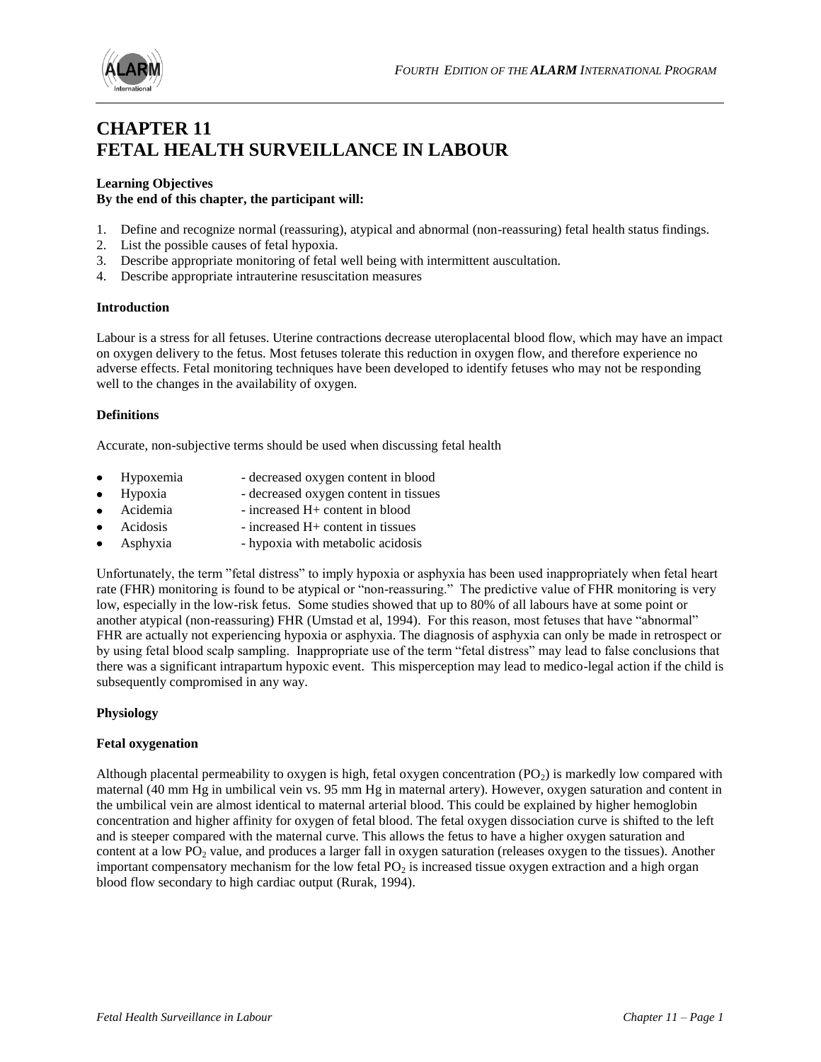# CHAPTER 11
# FETAL HEALTH SURVEILLANCE IN LABOUR

**Learning Objectives**
**By the end of this chapter, the participant will:**

1. Define and recognize normal (reassuring), atypical and abnormal (non-reassuring) fetal health status findings.
2. List the possible causes of fetal hypoxia.
3. Describe appropriate monitoring of fetal well being with intermittent auscultation.
4. Describe appropriate intrauterine resuscitation measures

**Introduction**

Labour is a stress for all fetuses. Uterine contractions decrease uteroplacental blood flow, which may have an impact on oxygen delivery to the fetus. Most fetuses tolerate this reduction in oxygen flow, and therefore experience no adverse effects. Fetal monitoring techniques have been developed to identify fetuses who may not be responding well to the changes in the availability of oxygen.

**Definitions**

Accurate, non-subjective terms should be used when discussing fetal health

- Hypoxemia - decreased oxygen content in blood
- Hypoxia - decreased oxygen content in tissues
- Acidemia - increased H+ content in blood
- Acidosis - increased H+ content in tissues
- Asphyxia - hypoxia with metabolic acidosis

Unfortunately, the term "fetal distress" to imply hypoxia or asphyxia has been used inappropriately when fetal heart rate (FHR) monitoring is found to be atypical or "non-reassuring." The predictive value of FHR monitoring is very low, especially in the low-risk fetus. Some studies showed that up to 80% of all labours have at some point or another atypical (non-reassuring) FHR (Umstad et al, 1994). For this reason, most fetuses that have "abnormal" FHR are actually not experiencing hypoxia or asphyxia. The diagnosis of asphyxia can only be made in retrospect or by using fetal blood scalp sampling. Inappropriate use of the term "fetal distress" may lead to false conclusions that there was a significant intrapartum hypoxic event. This misperception may lead to medico-legal action if the child is subsequently compromised in any way.

**Physiology**

**Fetal oxygenation**

Although placental permeability to oxygen is high, fetal oxygen concentration ($PO_2$) is markedly low compared with maternal (40 mm Hg in umbilical vein vs. 95 mm Hg in maternal artery). However, oxygen saturation and content in the umbilical vein are almost identical to maternal arterial blood. This could be explained by higher hemoglobin concentration and higher affinity for oxygen of fetal blood. The fetal oxygen dissociation curve is shifted to the left and is steeper compared with the maternal curve. This allows the fetus to have a higher oxygen saturation and content at a low $PO_2$ value, and produces a larger fall in oxygen saturation (releases oxygen to the tissues). Another important compensatory mechanism for the low fetal $PO_2$ is increased tissue oxygen extraction and a high organ blood flow secondary to high cardiac output (Rurak, 1994).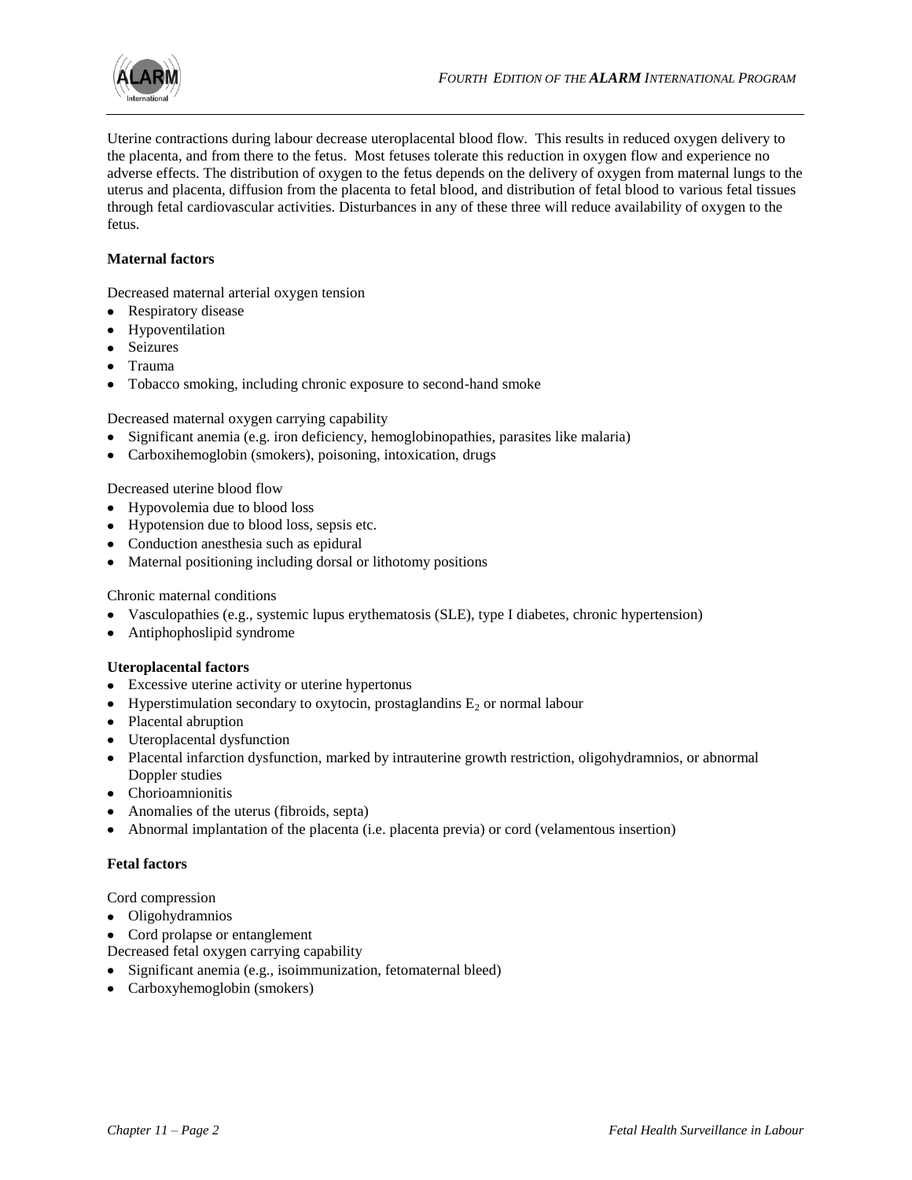Uterine contractions during labour decrease uteroplacental blood flow. This results in reduced oxygen delivery to the placenta, and from there to the fetus. Most fetuses tolerate this reduction in oxygen flow and experience no adverse effects. The distribution of oxygen to the fetus depends on the delivery of oxygen from maternal lungs to the uterus and placenta, diffusion from the placenta to fetal blood, and distribution of fetal blood to various fetal tissues through fetal cardiovascular activities. Disturbances in any of these three will reduce availability of oxygen to the fetus.

**Maternal factors**

Decreased maternal arterial oxygen tension

- Respiratory disease
- Hypoventilation
- Seizures
- Trauma
- Tobacco smoking, including chronic exposure to second-hand smoke

Decreased maternal oxygen carrying capability

- Significant anemia (e.g. iron deficiency, hemoglobinopathies, parasites like malaria)
- Carboxihemoglobin (smokers), poisoning, intoxication, drugs

Decreased uterine blood flow

- Hypovolemia due to blood loss
- Hypotension due to blood loss, sepsis etc.
- Conduction anesthesia such as epidural
- Maternal positioning including dorsal or lithotomy positions

Chronic maternal conditions

- Vasculopathies (e.g., systemic lupus erythematosis (SLE), type I diabetes, chronic hypertension)
- Antiphophoslipid syndrome

**Uteroplacental factors**

- Excessive uterine activity or uterine hypertonus
- Hyperstimulation secondary to oxytocin, prostaglandins $E_2$ or normal labour
- Placental abruption
- Uteroplacental dysfunction
- Placental infarction dysfunction, marked by intrauterine growth restriction, oligohydramnios, or abnormal Doppler studies
- Chorioamnionitis
- Anomalies of the uterus (fibroids, septa)
- Abnormal implantation of the placenta (i.e. placenta previa) or cord (velamentous insertion)

**Fetal factors**

Cord compression

- Oligohydramnios
- Cord prolapse or entanglement

Decreased fetal oxygen carrying capability

- Significant anemia (e.g., isoimmunization, fetomaternal bleed)
- Carboxyhemoglobin (smokers)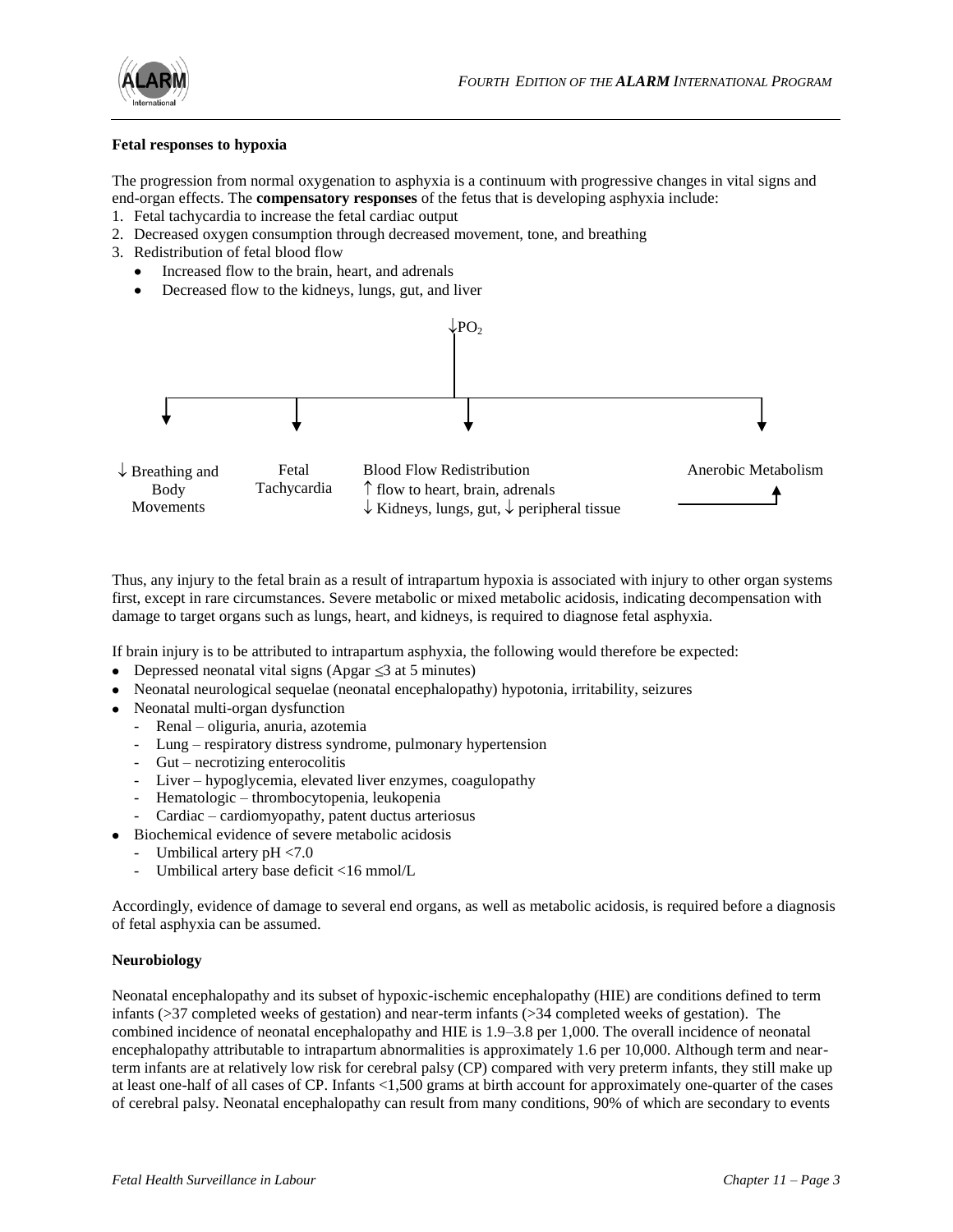**Fetal responses to hypoxia**

The progression from normal oxygenation to asphyxia is a continuum with progressive changes in vital signs and end-organ effects. The **compensatory responses** of the fetus that is developing asphyxia include:

1. Fetal tachycardia to increase the fetal cardiac output
2. Decreased oxygen consumption through decreased movement, tone, and breathing
3. Redistribution of fetal blood flow
   - Increased flow to the brain, heart, and adrenals
   - Decreased flow to the kidneys, lungs, gut, and liver

↓$PO_2$

| ↓ Breathing and Body Movements | Fetal Tachycardia | Blood Flow Redistribution<br>↑ flow to heart, brain, adrenals<br>↓ Kidneys, lungs, gut, ↓ peripheral tissue | Anerobic Metabolism |
|---|---|---|---|

Thus, any injury to the fetal brain as a result of intrapartum hypoxia is associated with injury to other organ systems first, except in rare circumstances. Severe metabolic or mixed metabolic acidosis, indicating decompensation with damage to target organs such as lungs, heart, and kidneys, is required to diagnose fetal asphyxia.

If brain injury is to be attributed to intrapartum asphyxia, the following would therefore be expected:

- Depressed neonatal vital signs (Apgar ≤3 at 5 minutes)
- Neonatal neurological sequelae (neonatal encephalopathy) hypotonia, irritability, seizures
- Neonatal multi-organ dysfunction
  - Renal – oliguria, anuria, azotemia
  - Lung – respiratory distress syndrome, pulmonary hypertension
  - Gut – necrotizing enterocolitis
  - Liver – hypoglycemia, elevated liver enzymes, coagulopathy
  - Hematologic – thrombocytopenia, leukopenia
  - Cardiac – cardiomyopathy, patent ductus arteriosus
- Biochemical evidence of severe metabolic acidosis
  - Umbilical artery pH <7.0
  - Umbilical artery base deficit <16 mmol/L

Accordingly, evidence of damage to several end organs, as well as metabolic acidosis, is required before a diagnosis of fetal asphyxia can be assumed.

**Neurobiology**

Neonatal encephalopathy and its subset of hypoxic-ischemic encephalopathy (HIE) are conditions defined to term infants (>37 completed weeks of gestation) and near-term infants (>34 completed weeks of gestation). The combined incidence of neonatal encephalopathy and HIE is 1.9–3.8 per 1,000. The overall incidence of neonatal encephalopathy attributable to intrapartum abnormalities is approximately 1.6 per 10,000. Although term and near-term infants are at relatively low risk for cerebral palsy (CP) compared with very preterm infants, they still make up at least one-half of all cases of CP. Infants <1,500 grams at birth account for approximately one-quarter of the cases of cerebral palsy. Neonatal encephalopathy can result from many conditions, 90% of which are secondary to events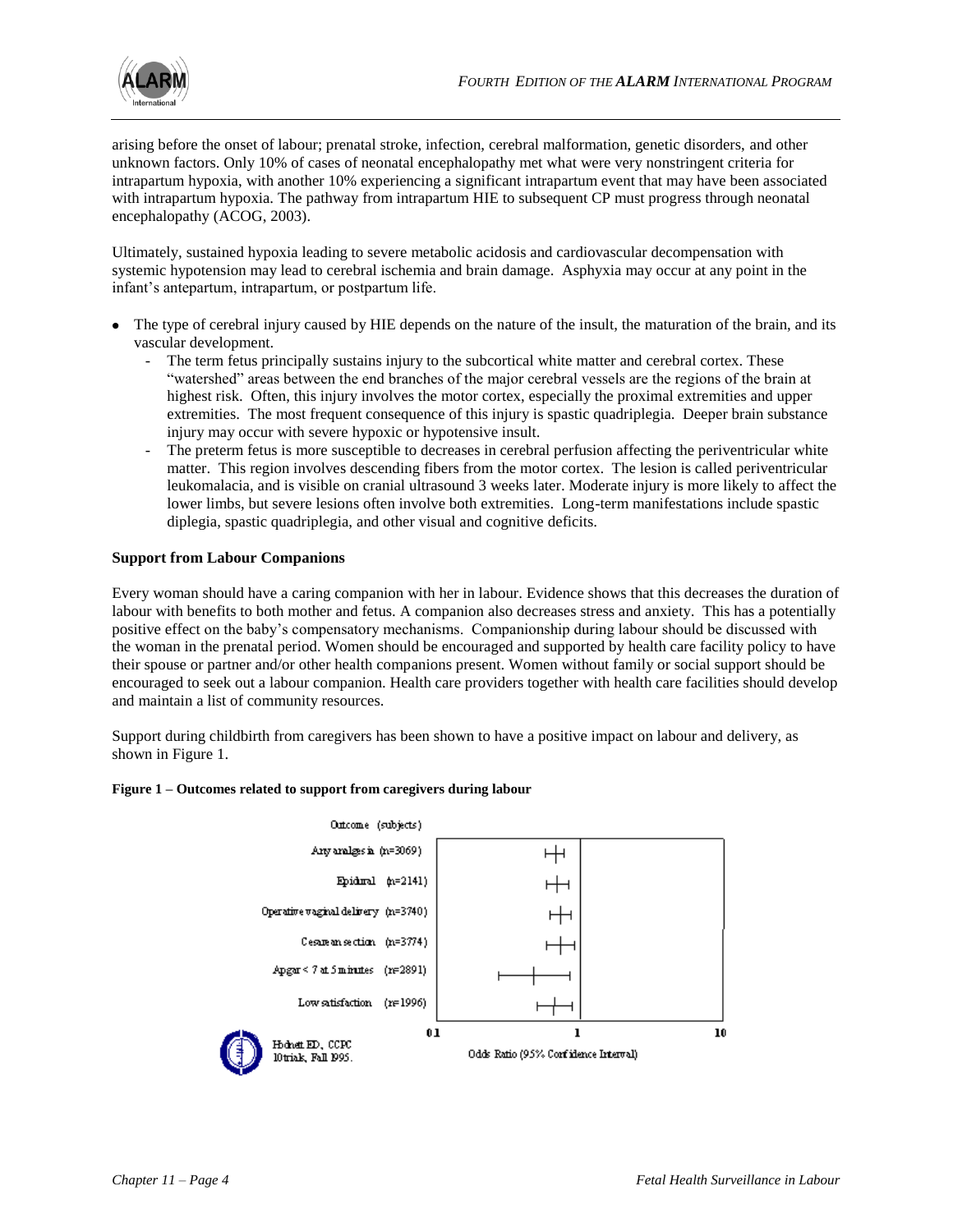arising before the onset of labour; prenatal stroke, infection, cerebral malformation, genetic disorders, and other unknown factors. Only 10% of cases of neonatal encephalopathy met what were very nonstringent criteria for intrapartum hypoxia, with another 10% experiencing a significant intrapartum event that may have been associated with intrapartum hypoxia. The pathway from intrapartum HIE to subsequent CP must progress through neonatal encephalopathy (ACOG, 2003).

Ultimately, sustained hypoxia leading to severe metabolic acidosis and cardiovascular decompensation with systemic hypotension may lead to cerebral ischemia and brain damage. Asphyxia may occur at any point in the infant's antepartum, intrapartum, or postpartum life.

- The type of cerebral injury caused by HIE depends on the nature of the insult, the maturation of the brain, and its vascular development.
  - The term fetus principally sustains injury to the subcortical white matter and cerebral cortex. These "watershed" areas between the end branches of the major cerebral vessels are the regions of the brain at highest risk. Often, this injury involves the motor cortex, especially the proximal extremities and upper extremities. The most frequent consequence of this injury is spastic quadriplegia. Deeper brain substance injury may occur with severe hypoxic or hypotensive insult.
  - The preterm fetus is more susceptible to decreases in cerebral perfusion affecting the periventricular white matter. This region involves descending fibers from the motor cortex. The lesion is called periventricular leukomalacia, and is visible on cranial ultrasound 3 weeks later. Moderate injury is more likely to affect the lower limbs, but severe lesions often involve both extremities. Long-term manifestations include spastic diplegia, spastic quadriplegia, and other visual and cognitive deficits.

**Support from Labour Companions**

Every woman should have a caring companion with her in labour. Evidence shows that this decreases the duration of labour with benefits to both mother and fetus. A companion also decreases stress and anxiety. This has a potentially positive effect on the baby's compensatory mechanisms. Companionship during labour should be discussed with the woman in the prenatal period. Women should be encouraged and supported by health care facility policy to have their spouse or partner and/or other health companions present. Women without family or social support should be encouraged to seek out a labour companion. Health care providers together with health care facilities should develop and maintain a list of community resources.

Support during childbirth from caregivers has been shown to have a positive impact on labour and delivery, as shown in Figure 1.

**Figure 1 – Outcomes related to support from caregivers during labour**

| Outcome | (subjects) |
|---|---|
| Any analgesia | (n=3069) |
| Epidural | (n=2141) |
| Operative vaginal delivery | (n=3740) |
| Cesarean section | (n=3774) |
| Apgar < 7 at 5 minutes | (n=2891) |
| Low satisfaction | (n=1996) |

Odds Ratio (95% Confidence Interval): 0.1 – 1 – 10

Hodnett ED., CCPC 10 trials, Fall 1995.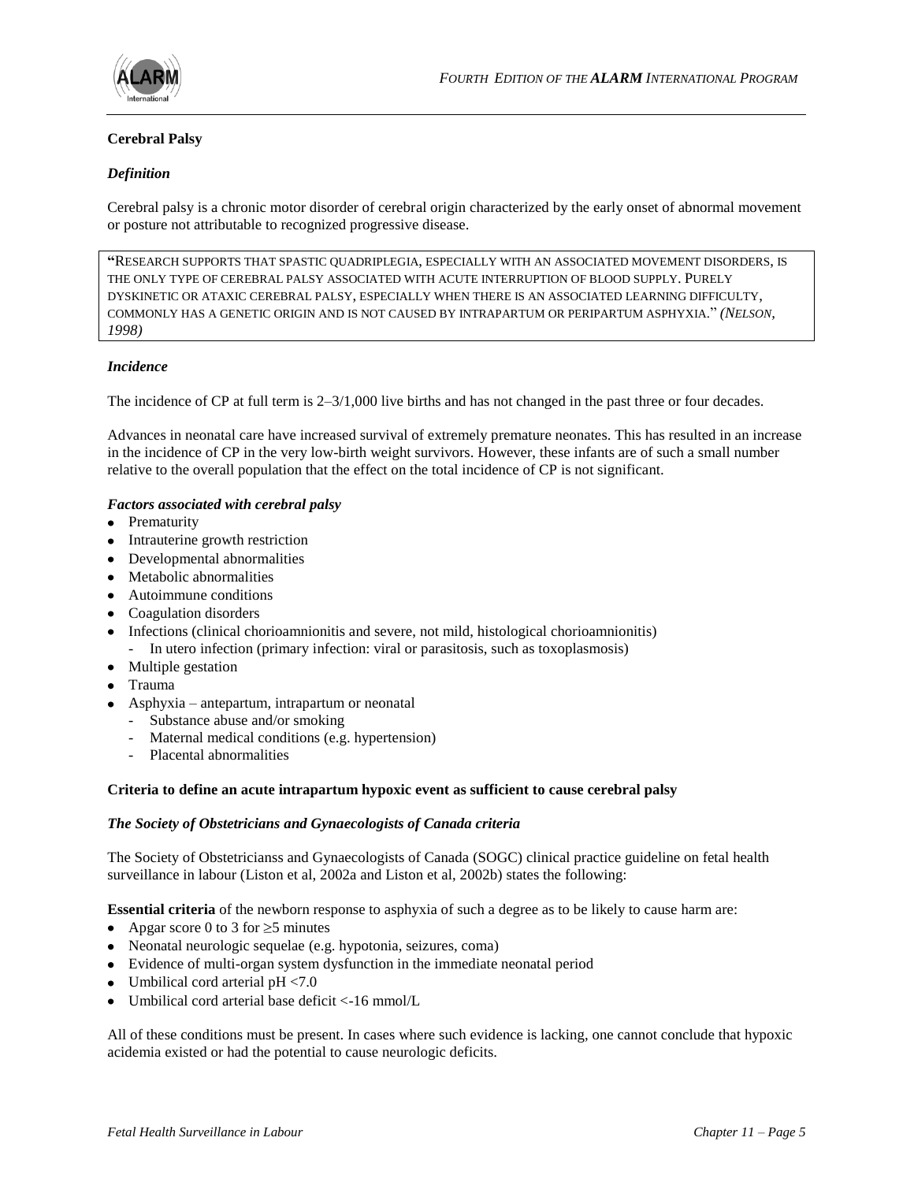## Cerebral Palsy

### *Definition*

Cerebral palsy is a chronic motor disorder of cerebral origin characterized by the early onset of abnormal movement or posture not attributable to recognized progressive disease.

> "RESEARCH SUPPORTS THAT SPASTIC QUADRIPLEGIA, ESPECIALLY WITH AN ASSOCIATED MOVEMENT DISORDERS, IS THE ONLY TYPE OF CEREBRAL PALSY ASSOCIATED WITH ACUTE INTERRUPTION OF BLOOD SUPPLY. PURELY DYSKINETIC OR ATAXIC CEREBRAL PALSY, ESPECIALLY WHEN THERE IS AN ASSOCIATED LEARNING DIFFICULTY, COMMONLY HAS A GENETIC ORIGIN AND IS NOT CAUSED BY INTRAPARTUM OR PERIPARTUM ASPHYXIA." *(NELSON, 1998)*

### *Incidence*

The incidence of CP at full term is 2–3/1,000 live births and has not changed in the past three or four decades.

Advances in neonatal care have increased survival of extremely premature neonates. This has resulted in an increase in the incidence of CP in the very low-birth weight survivors. However, these infants are of such a small number relative to the overall population that the effect on the total incidence of CP is not significant.

### *Factors associated with cerebral palsy*

- Prematurity
- Intrauterine growth restriction
- Developmental abnormalities
- Metabolic abnormalities
- Autoimmune conditions
- Coagulation disorders
- Infections (clinical chorioamnionitis and severe, not mild, histological chorioamnionitis)
  - In utero infection (primary infection: viral or parasitosis, such as toxoplasmosis)
- Multiple gestation
- Trauma
- Asphyxia – antepartum, intrapartum or neonatal
  - Substance abuse and/or smoking
  - Maternal medical conditions (e.g. hypertension)
  - Placental abnormalities

## Criteria to define an acute intrapartum hypoxic event as sufficient to cause cerebral palsy

### *The Society of Obstetricians and Gynaecologists of Canada criteria*

The Society of Obstetricianss and Gynaecologists of Canada (SOGC) clinical practice guideline on fetal health surveillance in labour (Liston et al, 2002a and Liston et al, 2002b) states the following:

**Essential criteria** of the newborn response to asphyxia of such a degree as to be likely to cause harm are:

- Apgar score 0 to 3 for ≥5 minutes
- Neonatal neurologic sequelae (e.g. hypotonia, seizures, coma)
- Evidence of multi-organ system dysfunction in the immediate neonatal period
- Umbilical cord arterial pH <7.0
- Umbilical cord arterial base deficit <-16 mmol/L

All of these conditions must be present. In cases where such evidence is lacking, one cannot conclude that hypoxic acidemia existed or had the potential to cause neurologic deficits.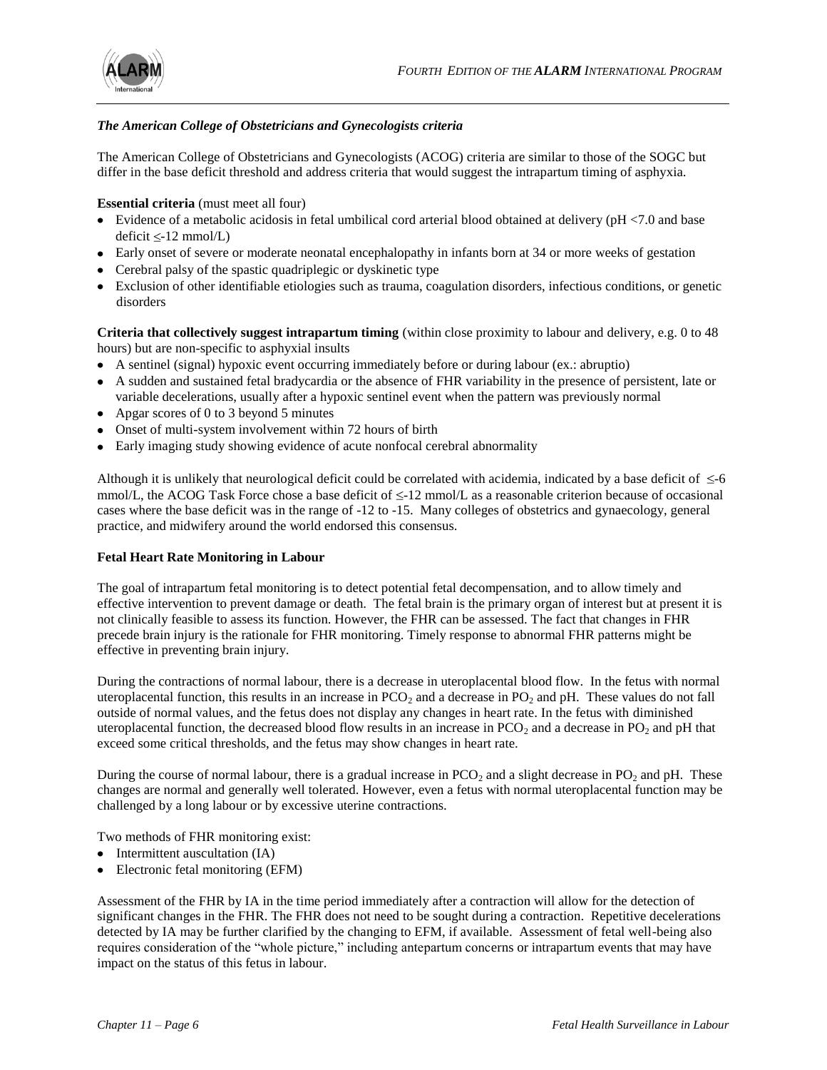### *The American College of Obstetricians and Gynecologists criteria*

The American College of Obstetricians and Gynecologists (ACOG) criteria are similar to those of the SOGC but differ in the base deficit threshold and address criteria that would suggest the intrapartum timing of asphyxia.

**Essential criteria** (must meet all four)

- Evidence of a metabolic acidosis in fetal umbilical cord arterial blood obtained at delivery (pH <7.0 and base deficit $\leq$-12 mmol/L)
- Early onset of severe or moderate neonatal encephalopathy in infants born at 34 or more weeks of gestation
- Cerebral palsy of the spastic quadriplegic or dyskinetic type
- Exclusion of other identifiable etiologies such as trauma, coagulation disorders, infectious conditions, or genetic disorders

**Criteria that collectively suggest intrapartum timing** (within close proximity to labour and delivery, e.g. 0 to 48 hours) but are non-specific to asphyxial insults

- A sentinel (signal) hypoxic event occurring immediately before or during labour (ex.: abruptio)
- A sudden and sustained fetal bradycardia or the absence of FHR variability in the presence of persistent, late or variable decelerations, usually after a hypoxic sentinel event when the pattern was previously normal
- Apgar scores of 0 to 3 beyond 5 minutes
- Onset of multi-system involvement within 72 hours of birth
- Early imaging study showing evidence of acute nonfocal cerebral abnormality

Although it is unlikely that neurological deficit could be correlated with acidemia, indicated by a base deficit of $\leq$-6 mmol/L, the ACOG Task Force chose a base deficit of $\leq$-12 mmol/L as a reasonable criterion because of occasional cases where the base deficit was in the range of -12 to -15. Many colleges of obstetrics and gynaecology, general practice, and midwifery around the world endorsed this consensus.

**Fetal Heart Rate Monitoring in Labour**

The goal of intrapartum fetal monitoring is to detect potential fetal decompensation, and to allow timely and effective intervention to prevent damage or death. The fetal brain is the primary organ of interest but at present it is not clinically feasible to assess its function. However, the FHR can be assessed. The fact that changes in FHR precede brain injury is the rationale for FHR monitoring. Timely response to abnormal FHR patterns might be effective in preventing brain injury.

During the contractions of normal labour, there is a decrease in uteroplacental blood flow. In the fetus with normal uteroplacental function, this results in an increase in $PCO_2$ and a decrease in $PO_2$ and pH. These values do not fall outside of normal values, and the fetus does not display any changes in heart rate. In the fetus with diminished uteroplacental function, the decreased blood flow results in an increase in $PCO_2$ and a decrease in $PO_2$ and pH that exceed some critical thresholds, and the fetus may show changes in heart rate.

During the course of normal labour, there is a gradual increase in $PCO_2$ and a slight decrease in $PO_2$ and pH. These changes are normal and generally well tolerated. However, even a fetus with normal uteroplacental function may be challenged by a long labour or by excessive uterine contractions.

Two methods of FHR monitoring exist:

- Intermittent auscultation (IA)
- Electronic fetal monitoring (EFM)

Assessment of the FHR by IA in the time period immediately after a contraction will allow for the detection of significant changes in the FHR. The FHR does not need to be sought during a contraction. Repetitive decelerations detected by IA may be further clarified by the changing to EFM, if available. Assessment of fetal well-being also requires consideration of the "whole picture," including antepartum concerns or intrapartum events that may have impact on the status of this fetus in labour.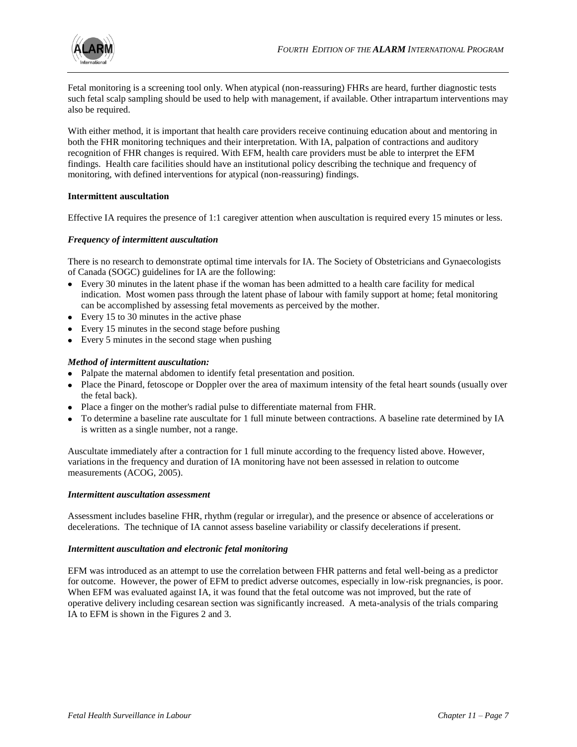Fetal monitoring is a screening tool only. When atypical (non-reassuring) FHRs are heard, further diagnostic tests such fetal scalp sampling should be used to help with management, if available. Other intrapartum interventions may also be required.

With either method, it is important that health care providers receive continuing education about and mentoring in both the FHR monitoring techniques and their interpretation. With IA, palpation of contractions and auditory recognition of FHR changes is required. With EFM, health care providers must be able to interpret the EFM findings. Health care facilities should have an institutional policy describing the technique and frequency of monitoring, with defined interventions for atypical (non-reassuring) findings.

**Intermittent auscultation**

Effective IA requires the presence of 1:1 caregiver attention when auscultation is required every 15 minutes or less.

***Frequency of intermittent auscultation***

There is no research to demonstrate optimal time intervals for IA. The Society of Obstetricians and Gynaecologists of Canada (SOGC) guidelines for IA are the following:

- Every 30 minutes in the latent phase if the woman has been admitted to a health care facility for medical indication. Most women pass through the latent phase of labour with family support at home; fetal monitoring can be accomplished by assessing fetal movements as perceived by the mother.
- Every 15 to 30 minutes in the active phase
- Every 15 minutes in the second stage before pushing
- Every 5 minutes in the second stage when pushing

***Method of intermittent auscultation:***

- Palpate the maternal abdomen to identify fetal presentation and position.
- Place the Pinard, fetoscope or Doppler over the area of maximum intensity of the fetal heart sounds (usually over the fetal back).
- Place a finger on the mother's radial pulse to differentiate maternal from FHR.
- To determine a baseline rate auscultate for 1 full minute between contractions. A baseline rate determined by IA is written as a single number, not a range.

Auscultate immediately after a contraction for 1 full minute according to the frequency listed above. However, variations in the frequency and duration of IA monitoring have not been assessed in relation to outcome measurements (ACOG, 2005).

***Intermittent auscultation assessment***

Assessment includes baseline FHR, rhythm (regular or irregular), and the presence or absence of accelerations or decelerations. The technique of IA cannot assess baseline variability or classify decelerations if present.

***Intermittent auscultation and electronic fetal monitoring***

EFM was introduced as an attempt to use the correlation between FHR patterns and fetal well-being as a predictor for outcome. However, the power of EFM to predict adverse outcomes, especially in low-risk pregnancies, is poor. When EFM was evaluated against IA, it was found that the fetal outcome was not improved, but the rate of operative delivery including cesarean section was significantly increased. A meta-analysis of the trials comparing IA to EFM is shown in the Figures 2 and 3.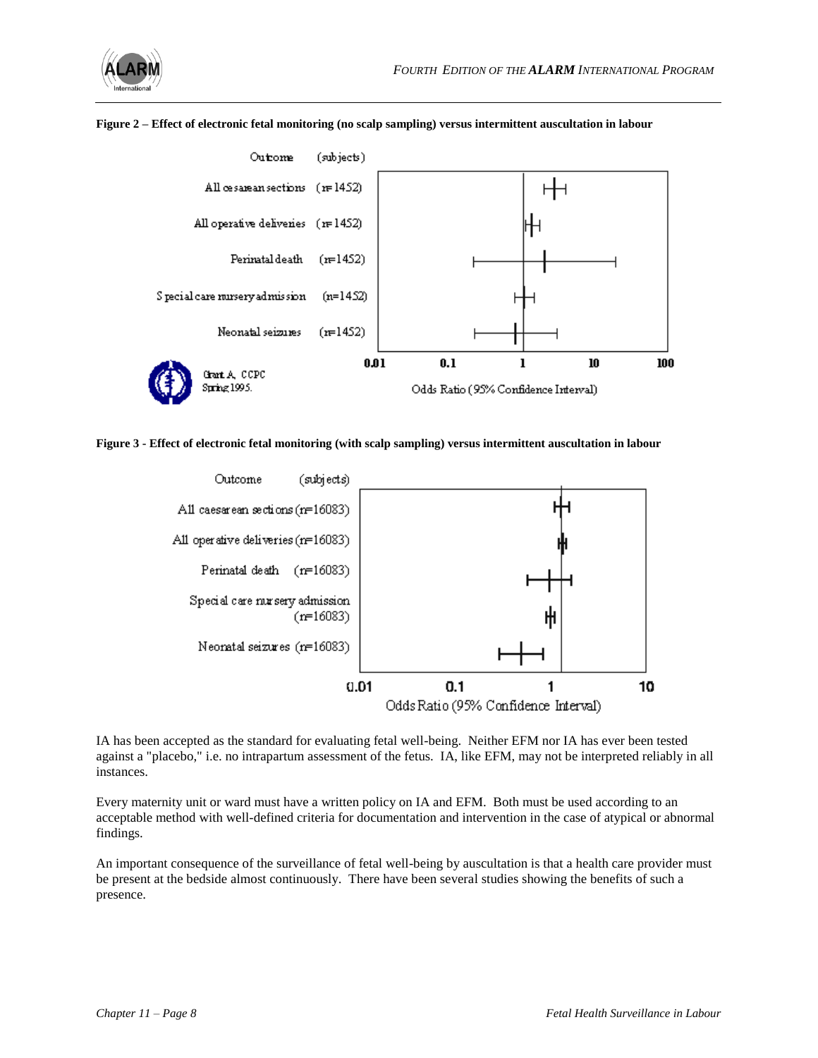**Figure 2 – Effect of electronic fetal monitoring (no scalp sampling) versus intermittent auscultation in labour**

**Figure 3 - Effect of electronic fetal monitoring (with scalp sampling) versus intermittent auscultation in labour**

IA has been accepted as the standard for evaluating fetal well-being. Neither EFM nor IA has ever been tested against a "placebo," i.e. no intrapartum assessment of the fetus. IA, like EFM, may not be interpreted reliably in all instances.

Every maternity unit or ward must have a written policy on IA and EFM. Both must be used according to an acceptable method with well-defined criteria for documentation and intervention in the case of atypical or abnormal findings.

An important consequence of the surveillance of fetal well-being by auscultation is that a health care provider must be present at the bedside almost continuously. There have been several studies showing the benefits of such a presence.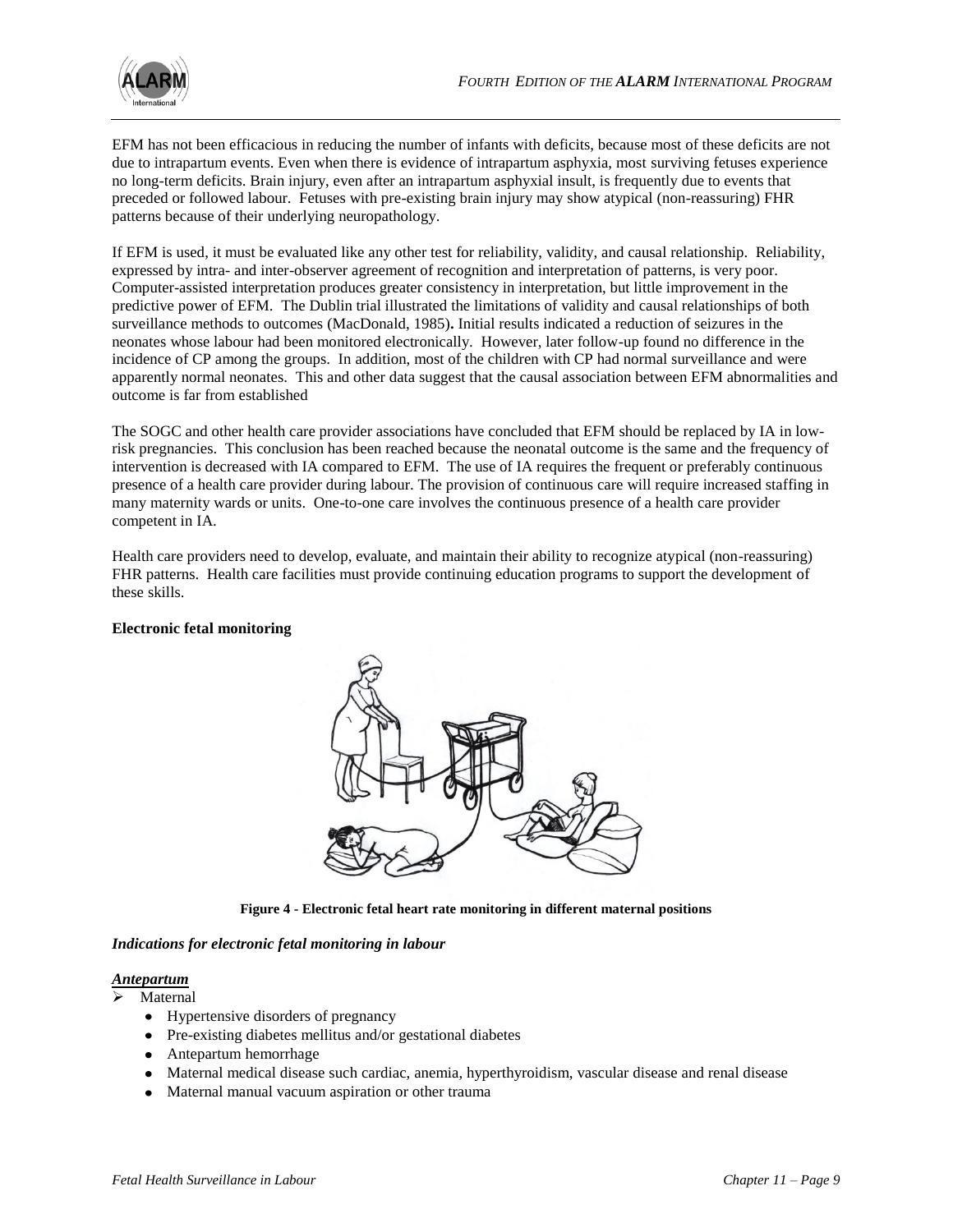EFM has not been efficacious in reducing the number of infants with deficits, because most of these deficits are not due to intrapartum events. Even when there is evidence of intrapartum asphyxia, most surviving fetuses experience no long-term deficits. Brain injury, even after an intrapartum asphyxial insult, is frequently due to events that preceded or followed labour. Fetuses with pre-existing brain injury may show atypical (non-reassuring) FHR patterns because of their underlying neuropathology.

If EFM is used, it must be evaluated like any other test for reliability, validity, and causal relationship. Reliability, expressed by intra- and inter-observer agreement of recognition and interpretation of patterns, is very poor. Computer-assisted interpretation produces greater consistency in interpretation, but little improvement in the predictive power of EFM. The Dublin trial illustrated the limitations of validity and causal relationships of both surveillance methods to outcomes (MacDonald, 1985)**.** Initial results indicated a reduction of seizures in the neonates whose labour had been monitored electronically. However, later follow-up found no difference in the incidence of CP among the groups. In addition, most of the children with CP had normal surveillance and were apparently normal neonates. This and other data suggest that the causal association between EFM abnormalities and outcome is far from established

The SOGC and other health care provider associations have concluded that EFM should be replaced by IA in low-risk pregnancies. This conclusion has been reached because the neonatal outcome is the same and the frequency of intervention is decreased with IA compared to EFM. The use of IA requires the frequent or preferably continuous presence of a health care provider during labour. The provision of continuous care will require increased staffing in many maternity wards or units. One-to-one care involves the continuous presence of a health care provider competent in IA.

Health care providers need to develop, evaluate, and maintain their ability to recognize atypical (non-reassuring) FHR patterns. Health care facilities must provide continuing education programs to support the development of these skills.

**Electronic fetal monitoring**

**Figure 4 - Electronic fetal heart rate monitoring in different maternal positions**

***Indications for electronic fetal monitoring in labour***

***Antepartum***

- Maternal
  - Hypertensive disorders of pregnancy
  - Pre-existing diabetes mellitus and/or gestational diabetes
  - Antepartum hemorrhage
  - Maternal medical disease such cardiac, anemia, hyperthyroidism, vascular disease and renal disease
  - Maternal manual vacuum aspiration or other trauma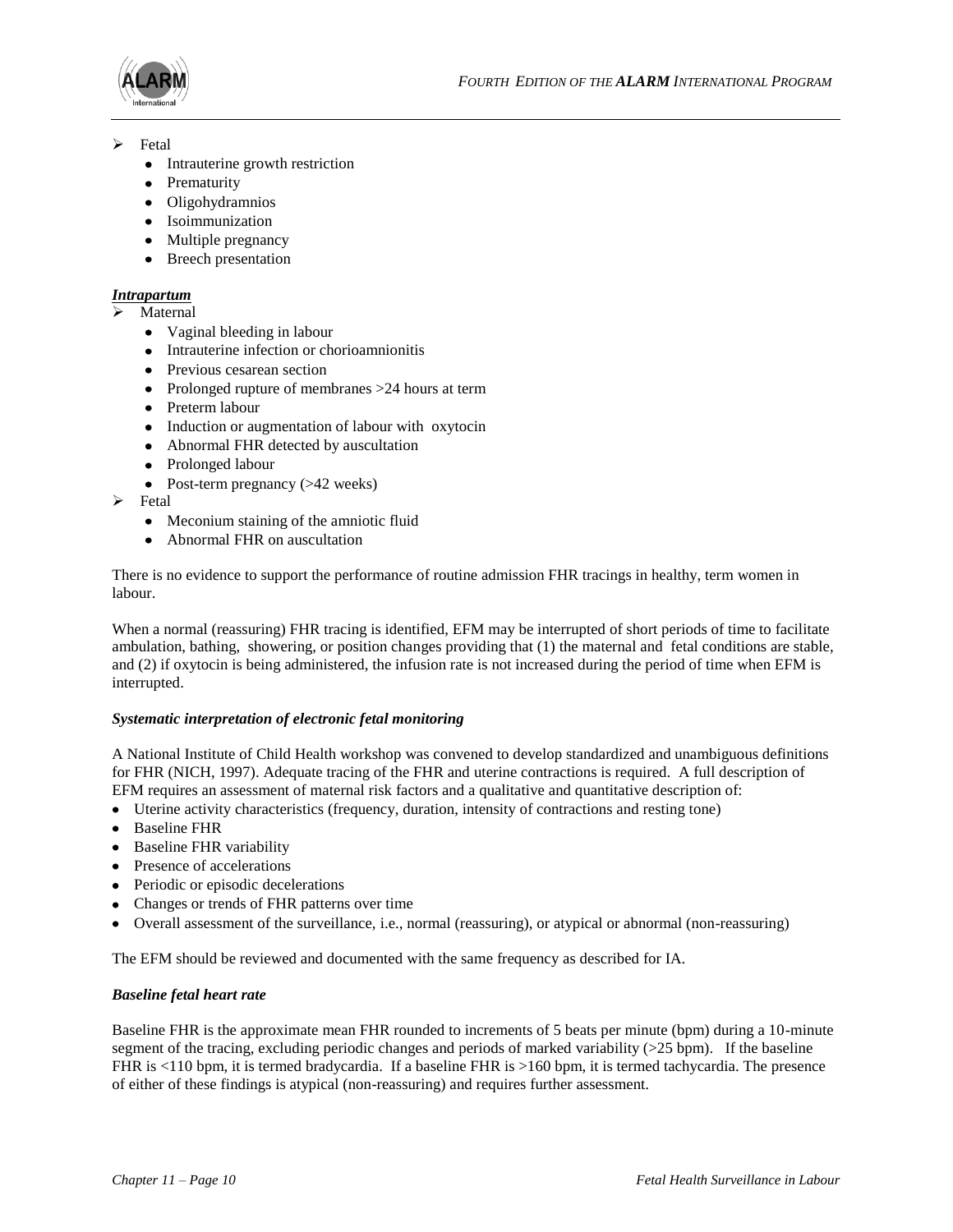- Fetal
  - Intrauterine growth restriction
  - Prematurity
  - Oligohydramnios
  - Isoimmunization
  - Multiple pregnancy
  - Breech presentation

***Intrapartum***

- Maternal
  - Vaginal bleeding in labour
  - Intrauterine infection or chorioamnionitis
  - Previous cesarean section
  - Prolonged rupture of membranes >24 hours at term
  - Preterm labour
  - Induction or augmentation of labour with oxytocin
  - Abnormal FHR detected by auscultation
  - Prolonged labour
  - Post-term pregnancy (>42 weeks)
- Fetal
  - Meconium staining of the amniotic fluid
  - Abnormal FHR on auscultation

There is no evidence to support the performance of routine admission FHR tracings in healthy, term women in labour.

When a normal (reassuring) FHR tracing is identified, EFM may be interrupted of short periods of time to facilitate ambulation, bathing, showering, or position changes providing that (1) the maternal and fetal conditions are stable, and (2) if oxytocin is being administered, the infusion rate is not increased during the period of time when EFM is interrupted.

***Systematic interpretation of electronic fetal monitoring***

A National Institute of Child Health workshop was convened to develop standardized and unambiguous definitions for FHR (NICH, 1997). Adequate tracing of the FHR and uterine contractions is required. A full description of EFM requires an assessment of maternal risk factors and a qualitative and quantitative description of:

- Uterine activity characteristics (frequency, duration, intensity of contractions and resting tone)
- Baseline FHR
- Baseline FHR variability
- Presence of accelerations
- Periodic or episodic decelerations
- Changes or trends of FHR patterns over time
- Overall assessment of the surveillance, i.e., normal (reassuring), or atypical or abnormal (non-reassuring)

The EFM should be reviewed and documented with the same frequency as described for IA.

***Baseline fetal heart rate***

Baseline FHR is the approximate mean FHR rounded to increments of 5 beats per minute (bpm) during a 10-minute segment of the tracing, excluding periodic changes and periods of marked variability (>25 bpm). If the baseline FHR is <110 bpm, it is termed bradycardia. If a baseline FHR is >160 bpm, it is termed tachycardia. The presence of either of these findings is atypical (non-reassuring) and requires further assessment.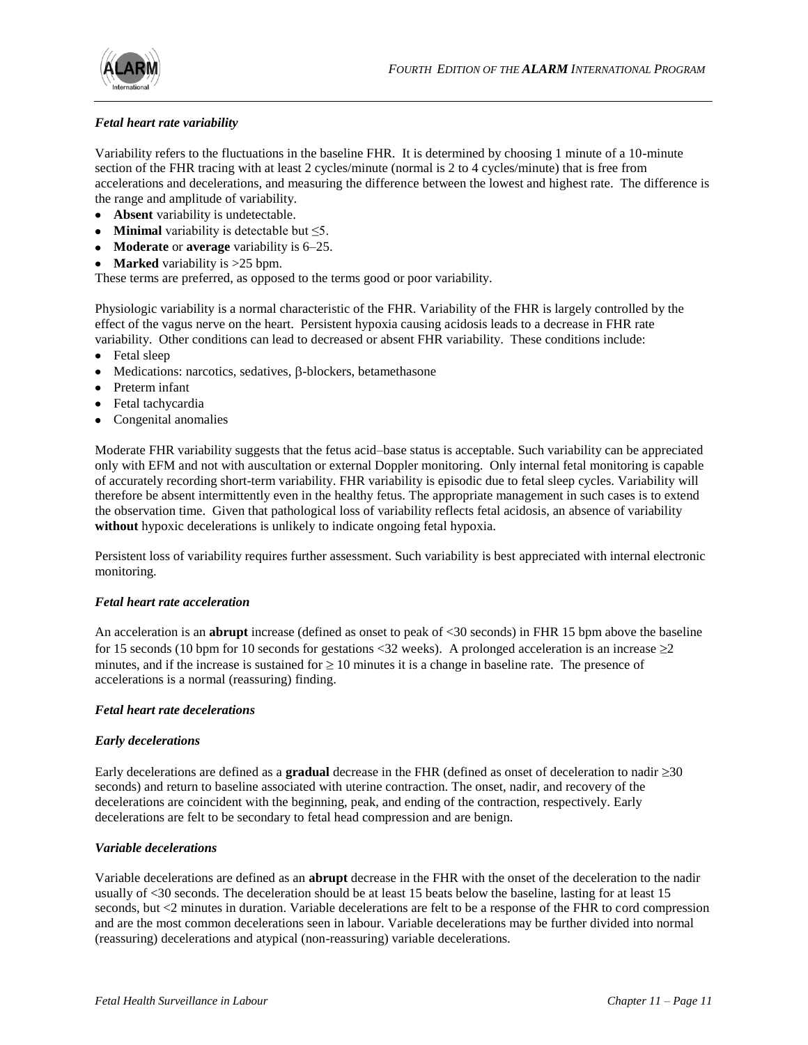### *Fetal heart rate variability*

Variability refers to the fluctuations in the baseline FHR. It is determined by choosing 1 minute of a 10-minute section of the FHR tracing with at least 2 cycles/minute (normal is 2 to 4 cycles/minute) that is free from accelerations and decelerations, and measuring the difference between the lowest and highest rate. The difference is the range and amplitude of variability.

- **Absent** variability is undetectable.
- **Minimal** variability is detectable but ≤5.
- **Moderate** or **average** variability is 6–25.
- **Marked** variability is >25 bpm.

These terms are preferred, as opposed to the terms good or poor variability.

Physiologic variability is a normal characteristic of the FHR. Variability of the FHR is largely controlled by the effect of the vagus nerve on the heart. Persistent hypoxia causing acidosis leads to a decrease in FHR rate variability. Other conditions can lead to decreased or absent FHR variability. These conditions include:

- Fetal sleep
- Medications: narcotics, sedatives, β-blockers, betamethasone
- Preterm infant
- Fetal tachycardia
- Congenital anomalies

Moderate FHR variability suggests that the fetus acid–base status is acceptable. Such variability can be appreciated only with EFM and not with auscultation or external Doppler monitoring. Only internal fetal monitoring is capable of accurately recording short-term variability. FHR variability is episodic due to fetal sleep cycles. Variability will therefore be absent intermittently even in the healthy fetus. The appropriate management in such cases is to extend the observation time. Given that pathological loss of variability reflects fetal acidosis, an absence of variability **without** hypoxic decelerations is unlikely to indicate ongoing fetal hypoxia.

Persistent loss of variability requires further assessment. Such variability is best appreciated with internal electronic monitoring.

### *Fetal heart rate acceleration*

An acceleration is an **abrupt** increase (defined as onset to peak of <30 seconds) in FHR 15 bpm above the baseline for 15 seconds (10 bpm for 10 seconds for gestations <32 weeks). A prolonged acceleration is an increase ≥2 minutes, and if the increase is sustained for ≥ 10 minutes it is a change in baseline rate. The presence of accelerations is a normal (reassuring) finding.

### *Fetal heart rate decelerations*

#### *Early decelerations*

Early decelerations are defined as a **gradual** decrease in the FHR (defined as onset of deceleration to nadir ≥30 seconds) and return to baseline associated with uterine contraction. The onset, nadir, and recovery of the decelerations are coincident with the beginning, peak, and ending of the contraction, respectively. Early decelerations are felt to be secondary to fetal head compression and are benign.

#### *Variable decelerations*

Variable decelerations are defined as an **abrupt** decrease in the FHR with the onset of the deceleration to the nadir usually of <30 seconds. The deceleration should be at least 15 beats below the baseline, lasting for at least 15 seconds, but <2 minutes in duration. Variable decelerations are felt to be a response of the FHR to cord compression and are the most common decelerations seen in labour. Variable decelerations may be further divided into normal (reassuring) decelerations and atypical (non-reassuring) variable decelerations.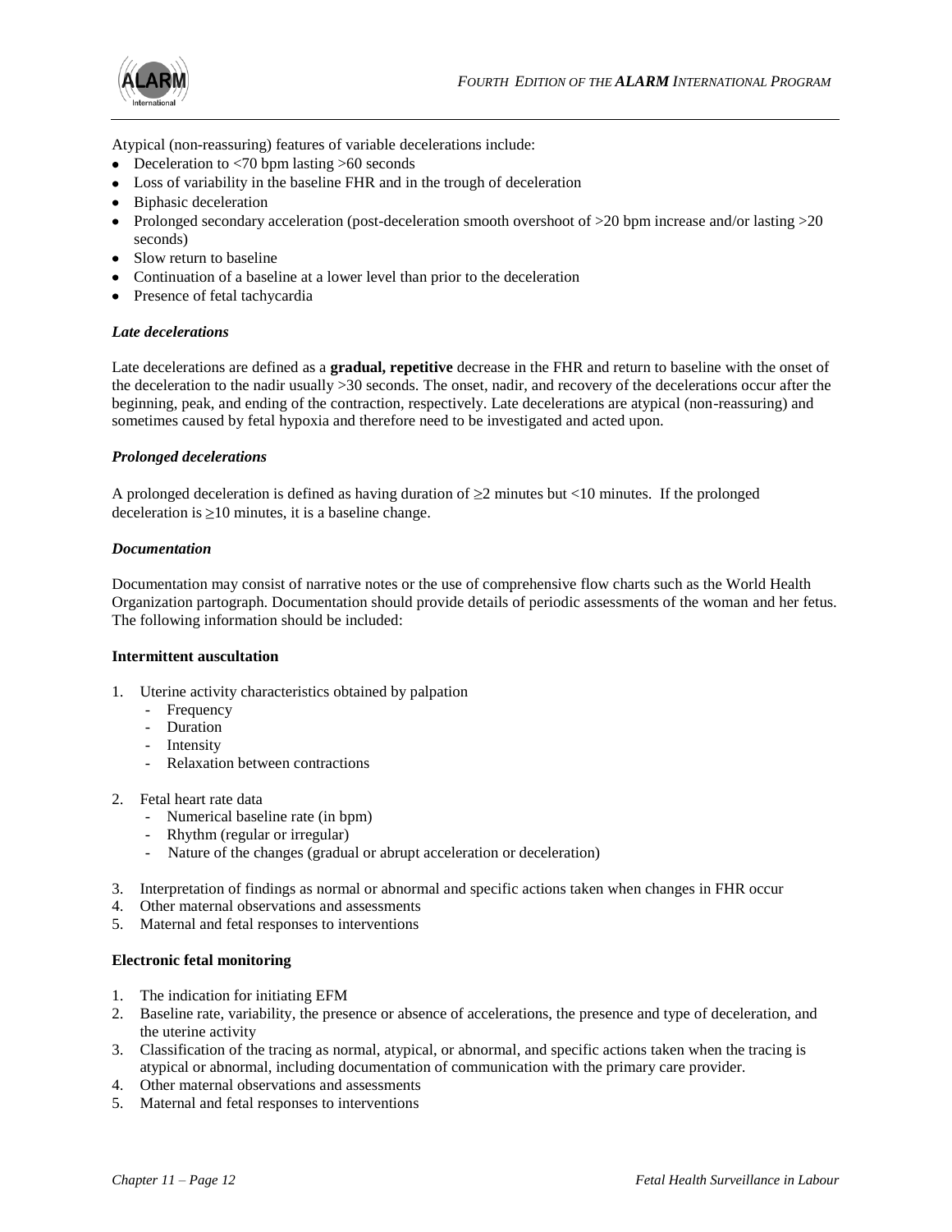Atypical (non-reassuring) features of variable decelerations include:

- Deceleration to <70 bpm lasting >60 seconds
- Loss of variability in the baseline FHR and in the trough of deceleration
- Biphasic deceleration
- Prolonged secondary acceleration (post-deceleration smooth overshoot of >20 bpm increase and/or lasting >20 seconds)
- Slow return to baseline
- Continuation of a baseline at a lower level than prior to the deceleration
- Presence of fetal tachycardia

***Late decelerations***

Late decelerations are defined as a **gradual, repetitive** decrease in the FHR and return to baseline with the onset of the deceleration to the nadir usually >30 seconds. The onset, nadir, and recovery of the decelerations occur after the beginning, peak, and ending of the contraction, respectively. Late decelerations are atypical (non-reassuring) and sometimes caused by fetal hypoxia and therefore need to be investigated and acted upon.

***Prolonged decelerations***

A prolonged deceleration is defined as having duration of ≥2 minutes but <10 minutes. If the prolonged deceleration is ≥10 minutes, it is a baseline change.

***Documentation***

Documentation may consist of narrative notes or the use of comprehensive flow charts such as the World Health Organization partograph. Documentation should provide details of periodic assessments of the woman and her fetus. The following information should be included:

**Intermittent auscultation**

1. Uterine activity characteristics obtained by palpation
   - Frequency
   - Duration
   - Intensity
   - Relaxation between contractions
2. Fetal heart rate data
   - Numerical baseline rate (in bpm)
   - Rhythm (regular or irregular)
   - Nature of the changes (gradual or abrupt acceleration or deceleration)
3. Interpretation of findings as normal or abnormal and specific actions taken when changes in FHR occur
4. Other maternal observations and assessments
5. Maternal and fetal responses to interventions

**Electronic fetal monitoring**

1. The indication for initiating EFM
2. Baseline rate, variability, the presence or absence of accelerations, the presence and type of deceleration, and the uterine activity
3. Classification of the tracing as normal, atypical, or abnormal, and specific actions taken when the tracing is atypical or abnormal, including documentation of communication with the primary care provider.
4. Other maternal observations and assessments
5. Maternal and fetal responses to interventions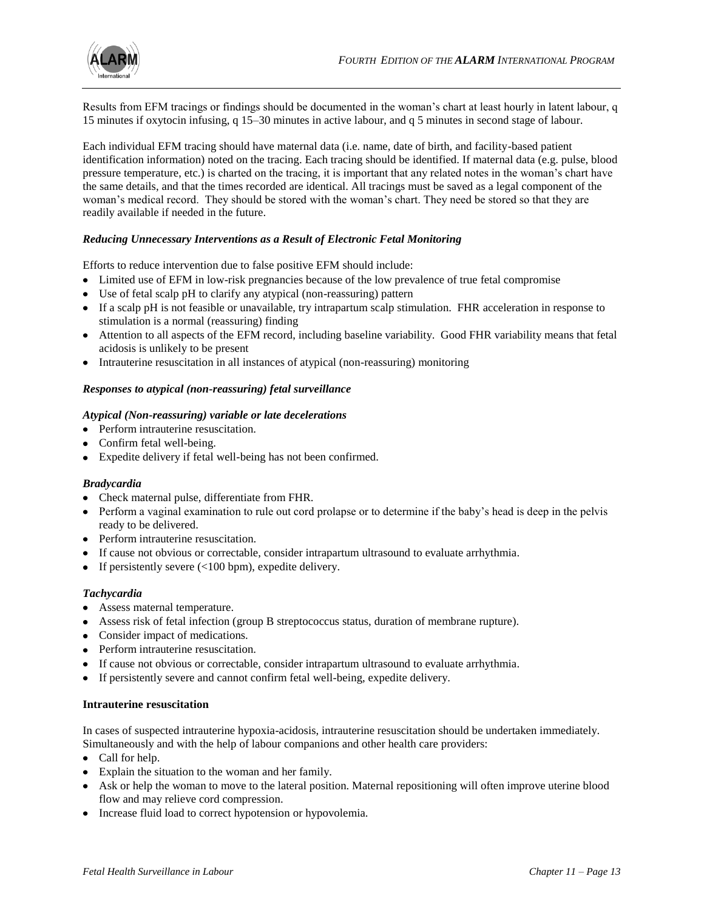Results from EFM tracings or findings should be documented in the woman's chart at least hourly in latent labour, q 15 minutes if oxytocin infusing, q 15–30 minutes in active labour, and q 5 minutes in second stage of labour.

Each individual EFM tracing should have maternal data (i.e. name, date of birth, and facility-based patient identification information) noted on the tracing. Each tracing should be identified. If maternal data (e.g. pulse, blood pressure temperature, etc.) is charted on the tracing, it is important that any related notes in the woman's chart have the same details, and that the times recorded are identical. All tracings must be saved as a legal component of the woman's medical record. They should be stored with the woman's chart. They need be stored so that they are readily available if needed in the future.

***Reducing Unnecessary Interventions as a Result of Electronic Fetal Monitoring***

Efforts to reduce intervention due to false positive EFM should include:

- Limited use of EFM in low-risk pregnancies because of the low prevalence of true fetal compromise
- Use of fetal scalp pH to clarify any atypical (non-reassuring) pattern
- If a scalp pH is not feasible or unavailable, try intrapartum scalp stimulation. FHR acceleration in response to stimulation is a normal (reassuring) finding
- Attention to all aspects of the EFM record, including baseline variability. Good FHR variability means that fetal acidosis is unlikely to be present
- Intrauterine resuscitation in all instances of atypical (non-reassuring) monitoring

***Responses to atypical (non-reassuring) fetal surveillance***

***Atypical (Non-reassuring) variable or late decelerations***

- Perform intrauterine resuscitation.
- Confirm fetal well-being.
- Expedite delivery if fetal well-being has not been confirmed.

***Bradycardia***

- Check maternal pulse, differentiate from FHR.
- Perform a vaginal examination to rule out cord prolapse or to determine if the baby's head is deep in the pelvis ready to be delivered.
- Perform intrauterine resuscitation.
- If cause not obvious or correctable, consider intrapartum ultrasound to evaluate arrhythmia.
- If persistently severe (<100 bpm), expedite delivery.

***Tachycardia***

- Assess maternal temperature.
- Assess risk of fetal infection (group B streptococcus status, duration of membrane rupture).
- Consider impact of medications.
- Perform intrauterine resuscitation.
- If cause not obvious or correctable, consider intrapartum ultrasound to evaluate arrhythmia.
- If persistently severe and cannot confirm fetal well-being, expedite delivery.

**Intrauterine resuscitation**

In cases of suspected intrauterine hypoxia-acidosis, intrauterine resuscitation should be undertaken immediately. Simultaneously and with the help of labour companions and other health care providers:

- Call for help.
- Explain the situation to the woman and her family.
- Ask or help the woman to move to the lateral position. Maternal repositioning will often improve uterine blood flow and may relieve cord compression.
- Increase fluid load to correct hypotension or hypovolemia.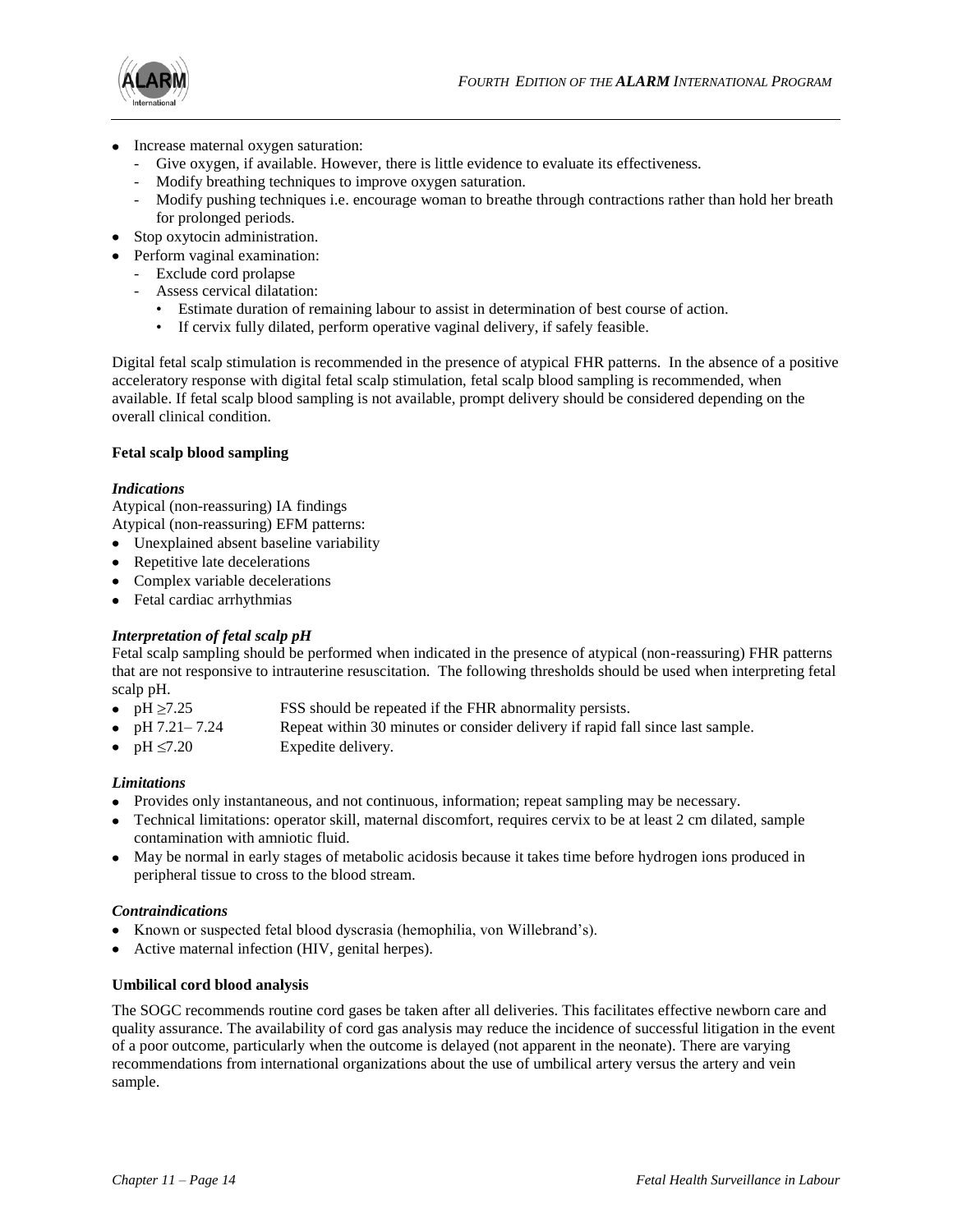- Increase maternal oxygen saturation:
  - Give oxygen, if available. However, there is little evidence to evaluate its effectiveness.
  - Modify breathing techniques to improve oxygen saturation.
  - Modify pushing techniques i.e. encourage woman to breathe through contractions rather than hold her breath for prolonged periods.
- Stop oxytocin administration.
- Perform vaginal examination:
  - Exclude cord prolapse
  - Assess cervical dilatation:
    - Estimate duration of remaining labour to assist in determination of best course of action.
    - If cervix fully dilated, perform operative vaginal delivery, if safely feasible.

Digital fetal scalp stimulation is recommended in the presence of atypical FHR patterns. In the absence of a positive acceleratory response with digital fetal scalp stimulation, fetal scalp blood sampling is recommended, when available. If fetal scalp blood sampling is not available, prompt delivery should be considered depending on the overall clinical condition.

**Fetal scalp blood sampling**

***Indications***

Atypical (non-reassuring) IA findings
Atypical (non-reassuring) EFM patterns:

- Unexplained absent baseline variability
- Repetitive late decelerations
- Complex variable decelerations
- Fetal cardiac arrhythmias

***Interpretation of fetal scalp pH***

Fetal scalp sampling should be performed when indicated in the presence of atypical (non-reassuring) FHR patterns that are not responsive to intrauterine resuscitation. The following thresholds should be used when interpreting fetal scalp pH.

- pH ≥7.25 — FSS should be repeated if the FHR abnormality persists.
- pH 7.21– 7.24 — Repeat within 30 minutes or consider delivery if rapid fall since last sample.
- pH ≤7.20 — Expedite delivery.

***Limitations***

- Provides only instantaneous, and not continuous, information; repeat sampling may be necessary.
- Technical limitations: operator skill, maternal discomfort, requires cervix to be at least 2 cm dilated, sample contamination with amniotic fluid.
- May be normal in early stages of metabolic acidosis because it takes time before hydrogen ions produced in peripheral tissue to cross to the blood stream.

***Contraindications***

- Known or suspected fetal blood dyscrasia (hemophilia, von Willebrand's).
- Active maternal infection (HIV, genital herpes).

**Umbilical cord blood analysis**

The SOGC recommends routine cord gases be taken after all deliveries. This facilitates effective newborn care and quality assurance. The availability of cord gas analysis may reduce the incidence of successful litigation in the event of a poor outcome, particularly when the outcome is delayed (not apparent in the neonate). There are varying recommendations from international organizations about the use of umbilical artery versus the artery and vein sample.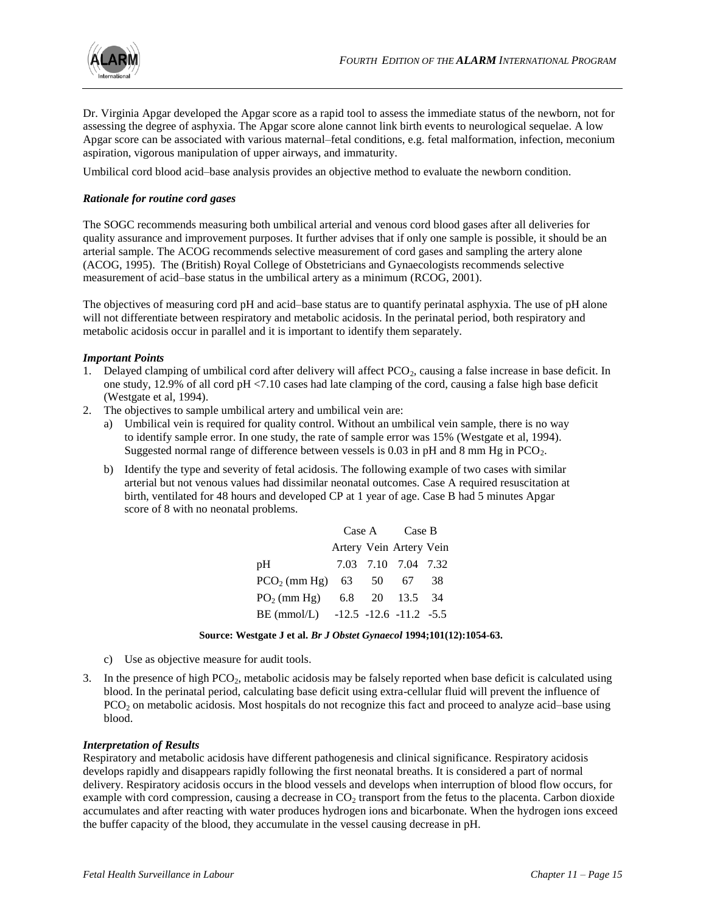Dr. Virginia Apgar developed the Apgar score as a rapid tool to assess the immediate status of the newborn, not for assessing the degree of asphyxia. The Apgar score alone cannot link birth events to neurological sequelae. A low Apgar score can be associated with various maternal–fetal conditions, e.g. fetal malformation, infection, meconium aspiration, vigorous manipulation of upper airways, and immaturity.

Umbilical cord blood acid–base analysis provides an objective method to evaluate the newborn condition.

***Rationale for routine cord gases***

The SOGC recommends measuring both umbilical arterial and venous cord blood gases after all deliveries for quality assurance and improvement purposes. It further advises that if only one sample is possible, it should be an arterial sample. The ACOG recommends selective measurement of cord gases and sampling the artery alone (ACOG, 1995). The (British) Royal College of Obstetricians and Gynaecologists recommends selective measurement of acid–base status in the umbilical artery as a minimum (RCOG, 2001).

The objectives of measuring cord pH and acid–base status are to quantify perinatal asphyxia. The use of pH alone will not differentiate between respiratory and metabolic acidosis. In the perinatal period, both respiratory and metabolic acidosis occur in parallel and it is important to identify them separately.

***Important Points***

1. Delayed clamping of umbilical cord after delivery will affect $PCO_2$, causing a false increase in base deficit. In one study, 12.9% of all cord pH <7.10 cases had late clamping of the cord, causing a false high base deficit (Westgate et al, 1994).
2. The objectives to sample umbilical artery and umbilical vein are:
   a) Umbilical vein is required for quality control. Without an umbilical vein sample, there is no way to identify sample error. In one study, the rate of sample error was 15% (Westgate et al, 1994). Suggested normal range of difference between vessels is 0.03 in pH and 8 mm Hg in $PCO_2$.

   b) Identify the type and severity of fetal acidosis. The following example of two cases with similar arterial but not venous values had dissimilar neonatal outcomes. Case A required resuscitation at birth, ventilated for 48 hours and developed CP at 1 year of age. Case B had 5 minutes Apgar score of 8 with no neonatal problems.

| | Case A | | Case B | |
|---|---|---|---|---|
| | Artery | Vein | Artery | Vein |
| pH | 7.03 | 7.10 | 7.04 | 7.32 |
| $PCO_2$ (mm Hg) | 63 | 50 | 67 | 38 |
| $PO_2$ (mm Hg) | 6.8 | 20 | 13.5 | 34 |
| BE (mmol/L) | -12.5 | -12.6 | -11.2 | -5.5 |

**Source: Westgate J et al. *Br J Obstet Gynaecol* 1994;101(12):1054-63.**

   c) Use as objective measure for audit tools.

3. In the presence of high $PCO_2$, metabolic acidosis may be falsely reported when base deficit is calculated using blood. In the perinatal period, calculating base deficit using extra-cellular fluid will prevent the influence of $PCO_2$ on metabolic acidosis. Most hospitals do not recognize this fact and proceed to analyze acid–base using blood.

***Interpretation of Results***

Respiratory and metabolic acidosis have different pathogenesis and clinical significance. Respiratory acidosis develops rapidly and disappears rapidly following the first neonatal breaths. It is considered a part of normal delivery. Respiratory acidosis occurs in the blood vessels and develops when interruption of blood flow occurs, for example with cord compression, causing a decrease in $CO_2$ transport from the fetus to the placenta. Carbon dioxide accumulates and after reacting with water produces hydrogen ions and bicarbonate. When the hydrogen ions exceed the buffer capacity of the blood, they accumulate in the vessel causing decrease in pH.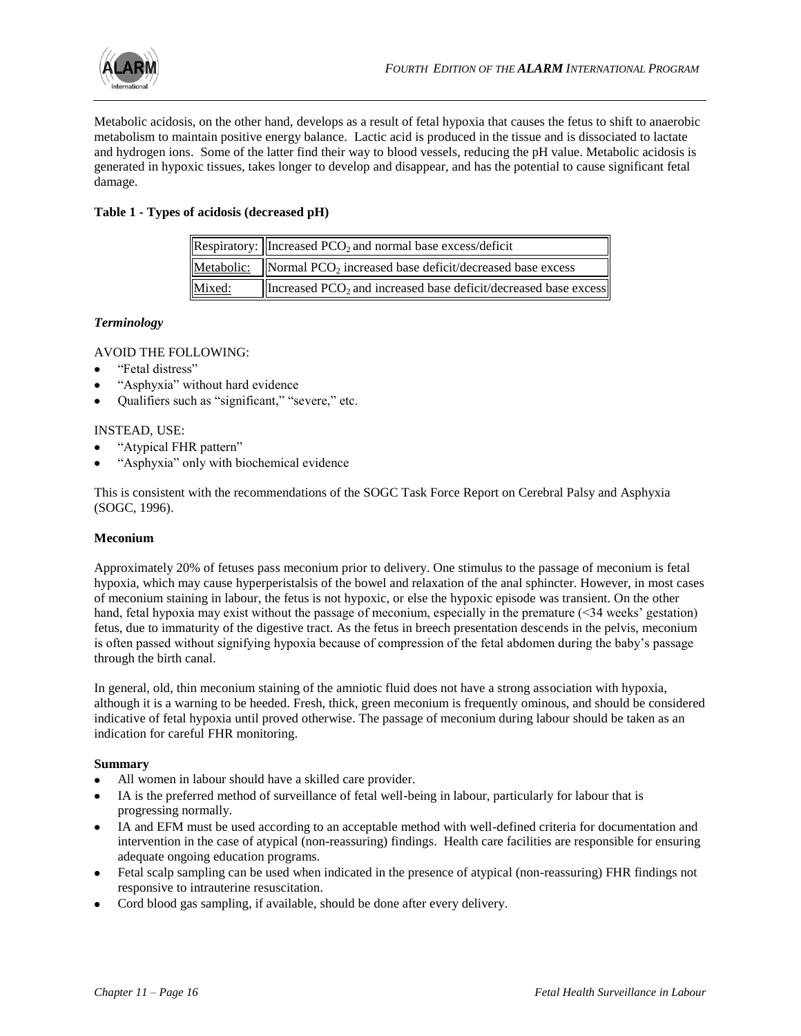Metabolic acidosis, on the other hand, develops as a result of fetal hypoxia that causes the fetus to shift to anaerobic metabolism to maintain positive energy balance. Lactic acid is produced in the tissue and is dissociated to lactate and hydrogen ions. Some of the latter find their way to blood vessels, reducing the pH value. Metabolic acidosis is generated in hypoxic tissues, takes longer to develop and disappear, and has the potential to cause significant fetal damage.

**Table 1 - Types of acidosis (decreased pH)**

| | |
|---|---|
| Respiratory: | Increased $PCO_2$ and normal base excess/deficit |
| Metabolic: | Normal $PCO_2$ increased base deficit/decreased base excess |
| Mixed: | Increased $PCO_2$ and increased base deficit/decreased base excess |

***Terminology***

AVOID THE FOLLOWING:

- "Fetal distress"
- "Asphyxia" without hard evidence
- Qualifiers such as "significant," "severe," etc.

INSTEAD, USE:

- "Atypical FHR pattern"
- "Asphyxia" only with biochemical evidence

This is consistent with the recommendations of the SOGC Task Force Report on Cerebral Palsy and Asphyxia (SOGC, 1996).

**Meconium**

Approximately 20% of fetuses pass meconium prior to delivery. One stimulus to the passage of meconium is fetal hypoxia, which may cause hyperperistalsis of the bowel and relaxation of the anal sphincter. However, in most cases of meconium staining in labour, the fetus is not hypoxic, or else the hypoxic episode was transient. On the other hand, fetal hypoxia may exist without the passage of meconium, especially in the premature (<34 weeks' gestation) fetus, due to immaturity of the digestive tract. As the fetus in breech presentation descends in the pelvis, meconium is often passed without signifying hypoxia because of compression of the fetal abdomen during the baby's passage through the birth canal.

In general, old, thin meconium staining of the amniotic fluid does not have a strong association with hypoxia, although it is a warning to be heeded. Fresh, thick, green meconium is frequently ominous, and should be considered indicative of fetal hypoxia until proved otherwise. The passage of meconium during labour should be taken as an indication for careful FHR monitoring.

**Summary**

- All women in labour should have a skilled care provider.
- IA is the preferred method of surveillance of fetal well-being in labour, particularly for labour that is progressing normally.
- IA and EFM must be used according to an acceptable method with well-defined criteria for documentation and intervention in the case of atypical (non-reassuring) findings. Health care facilities are responsible for ensuring adequate ongoing education programs.
- Fetal scalp sampling can be used when indicated in the presence of atypical (non-reassuring) FHR findings not responsive to intrauterine resuscitation.
- Cord blood gas sampling, if available, should be done after every delivery.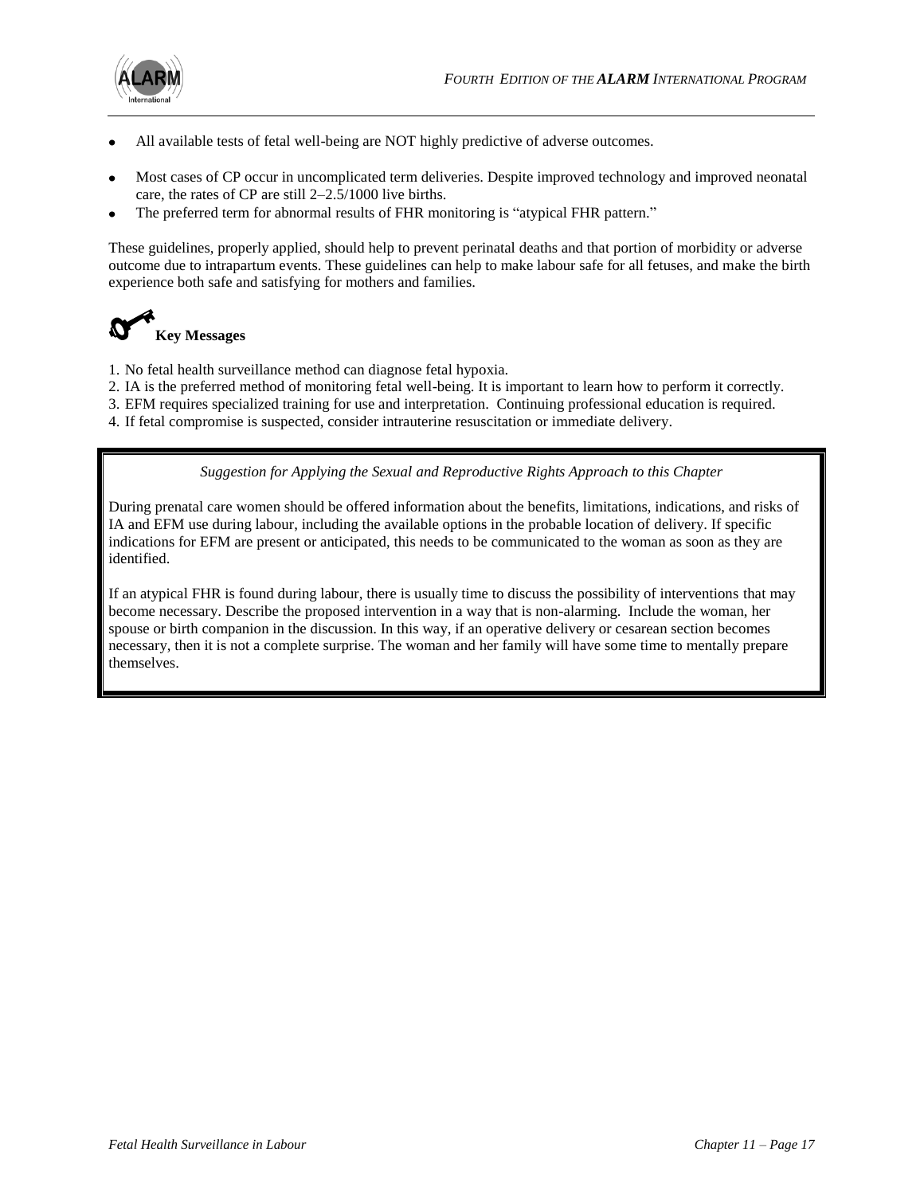- All available tests of fetal well-being are NOT highly predictive of adverse outcomes.
- Most cases of CP occur in uncomplicated term deliveries. Despite improved technology and improved neonatal care, the rates of CP are still 2–2.5/1000 live births.
- The preferred term for abnormal results of FHR monitoring is "atypical FHR pattern."

These guidelines, properly applied, should help to prevent perinatal deaths and that portion of morbidity or adverse outcome due to intrapartum events. These guidelines can help to make labour safe for all fetuses, and make the birth experience both safe and satisfying for mothers and families.

## Key Messages

1. No fetal health surveillance method can diagnose fetal hypoxia.
2. IA is the preferred method of monitoring fetal well-being. It is important to learn how to perform it correctly.
3. EFM requires specialized training for use and interpretation. Continuing professional education is required.
4. If fetal compromise is suspected, consider intrauterine resuscitation or immediate delivery.

*Suggestion for Applying the Sexual and Reproductive Rights Approach to this Chapter*

During prenatal care women should be offered information about the benefits, limitations, indications, and risks of IA and EFM use during labour, including the available options in the probable location of delivery. If specific indications for EFM are present or anticipated, this needs to be communicated to the woman as soon as they are identified.

If an atypical FHR is found during labour, there is usually time to discuss the possibility of interventions that may become necessary. Describe the proposed intervention in a way that is non-alarming. Include the woman, her spouse or birth companion in the discussion. In this way, if an operative delivery or cesarean section becomes necessary, then it is not a complete surprise. The woman and her family will have some time to mentally prepare themselves.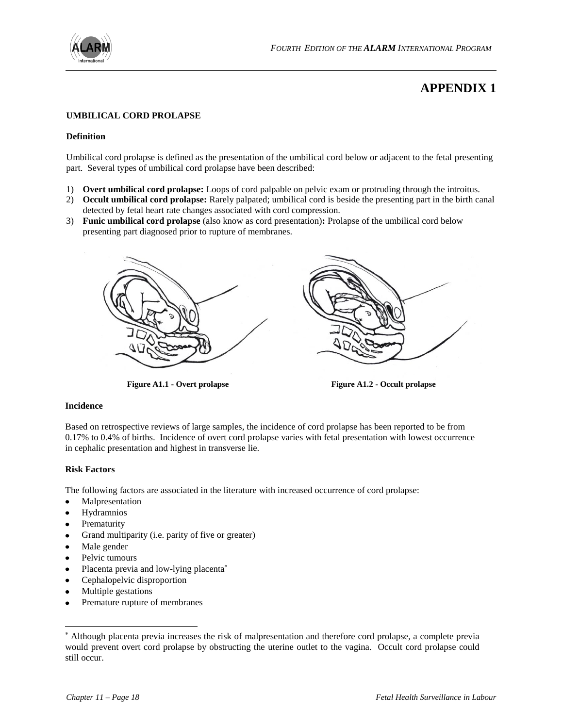# APPENDIX 1

## UMBILICAL CORD PROLAPSE

### Definition

Umbilical cord prolapse is defined as the presentation of the umbilical cord below or adjacent to the fetal presenting part. Several types of umbilical cord prolapse have been described:

1) **Overt umbilical cord prolapse:** Loops of cord palpable on pelvic exam or protruding through the introitus.
2) **Occult umbilical cord prolapse:** Rarely palpated; umbilical cord is beside the presenting part in the birth canal detected by fetal heart rate changes associated with cord compression.
3) **Funic umbilical cord prolapse** (also know as cord presentation)**:** Prolapse of the umbilical cord below presenting part diagnosed prior to rupture of membranes.

**Figure A1.1 - Overt prolapse**

**Figure A1.2 - Occult prolapse**

### Incidence

Based on retrospective reviews of large samples, the incidence of cord prolapse has been reported to be from 0.17% to 0.4% of births. Incidence of overt cord prolapse varies with fetal presentation with lowest occurrence in cephalic presentation and highest in transverse lie.

### Risk Factors

The following factors are associated in the literature with increased occurrence of cord prolapse:

- Malpresentation
- Hydramnios
- Prematurity
- Grand multiparity (i.e. parity of five or greater)
- Male gender
- Pelvic tumours
- Placenta previa and low-lying placenta*
- Cephalopelvic disproportion
- Multiple gestations
- Premature rupture of membranes

---

* Although placenta previa increases the risk of malpresentation and therefore cord prolapse, a complete previa would prevent overt cord prolapse by obstructing the uterine outlet to the vagina. Occult cord prolapse could still occur.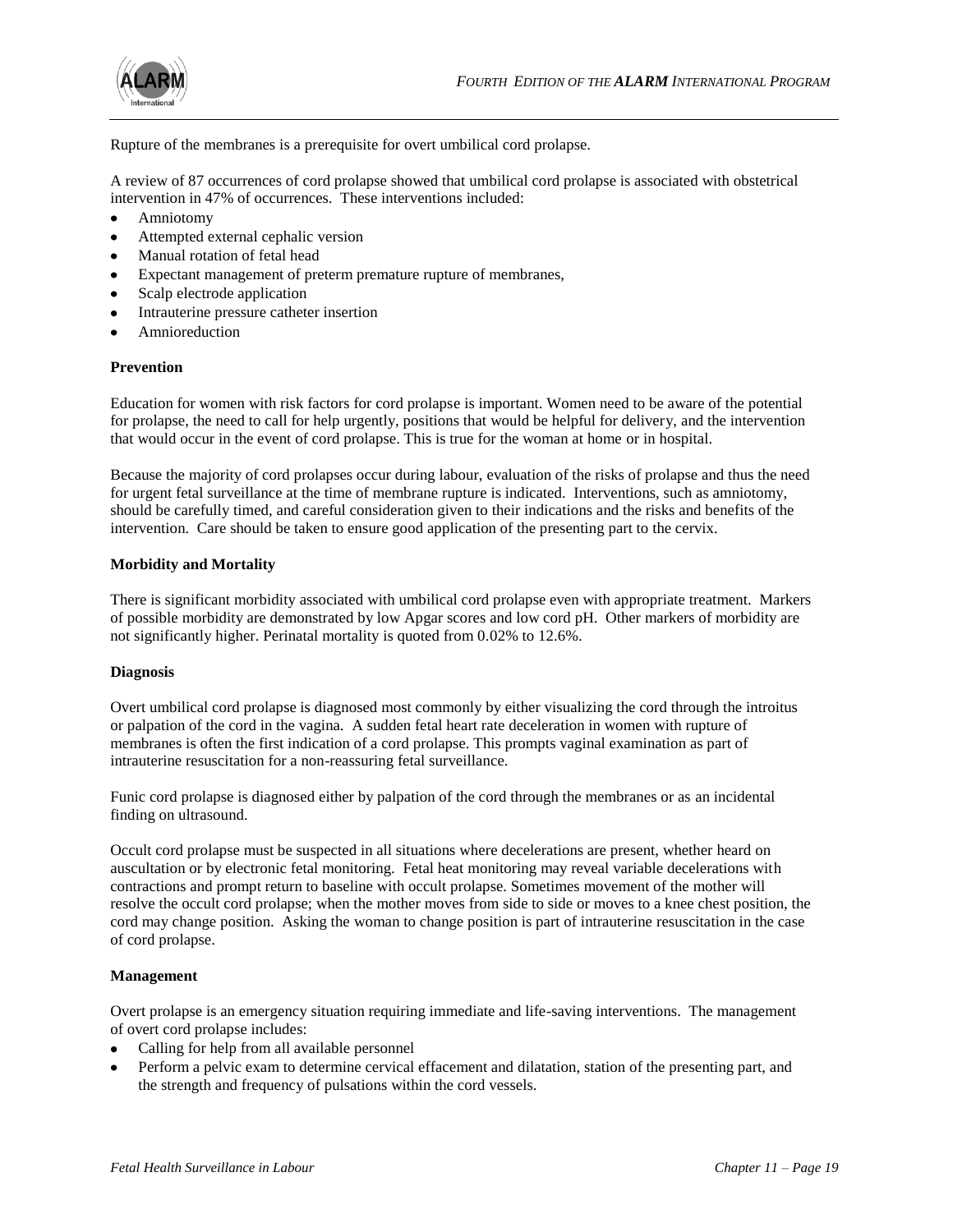Rupture of the membranes is a prerequisite for overt umbilical cord prolapse.

A review of 87 occurrences of cord prolapse showed that umbilical cord prolapse is associated with obstetrical intervention in 47% of occurrences. These interventions included:

- Amniotomy
- Attempted external cephalic version
- Manual rotation of fetal head
- Expectant management of preterm premature rupture of membranes,
- Scalp electrode application
- Intrauterine pressure catheter insertion
- Amnioreduction

**Prevention**

Education for women with risk factors for cord prolapse is important. Women need to be aware of the potential for prolapse, the need to call for help urgently, positions that would be helpful for delivery, and the intervention that would occur in the event of cord prolapse. This is true for the woman at home or in hospital.

Because the majority of cord prolapses occur during labour, evaluation of the risks of prolapse and thus the need for urgent fetal surveillance at the time of membrane rupture is indicated. Interventions, such as amniotomy, should be carefully timed, and careful consideration given to their indications and the risks and benefits of the intervention. Care should be taken to ensure good application of the presenting part to the cervix.

**Morbidity and Mortality**

There is significant morbidity associated with umbilical cord prolapse even with appropriate treatment. Markers of possible morbidity are demonstrated by low Apgar scores and low cord pH. Other markers of morbidity are not significantly higher. Perinatal mortality is quoted from 0.02% to 12.6%.

**Diagnosis**

Overt umbilical cord prolapse is diagnosed most commonly by either visualizing the cord through the introitus or palpation of the cord in the vagina. A sudden fetal heart rate deceleration in women with rupture of membranes is often the first indication of a cord prolapse. This prompts vaginal examination as part of intrauterine resuscitation for a non-reassuring fetal surveillance.

Funic cord prolapse is diagnosed either by palpation of the cord through the membranes or as an incidental finding on ultrasound.

Occult cord prolapse must be suspected in all situations where decelerations are present, whether heard on auscultation or by electronic fetal monitoring. Fetal heat monitoring may reveal variable decelerations with contractions and prompt return to baseline with occult prolapse. Sometimes movement of the mother will resolve the occult cord prolapse; when the mother moves from side to side or moves to a knee chest position, the cord may change position. Asking the woman to change position is part of intrauterine resuscitation in the case of cord prolapse.

**Management**

Overt prolapse is an emergency situation requiring immediate and life-saving interventions. The management of overt cord prolapse includes:

- Calling for help from all available personnel
- Perform a pelvic exam to determine cervical effacement and dilatation, station of the presenting part, and the strength and frequency of pulsations within the cord vessels.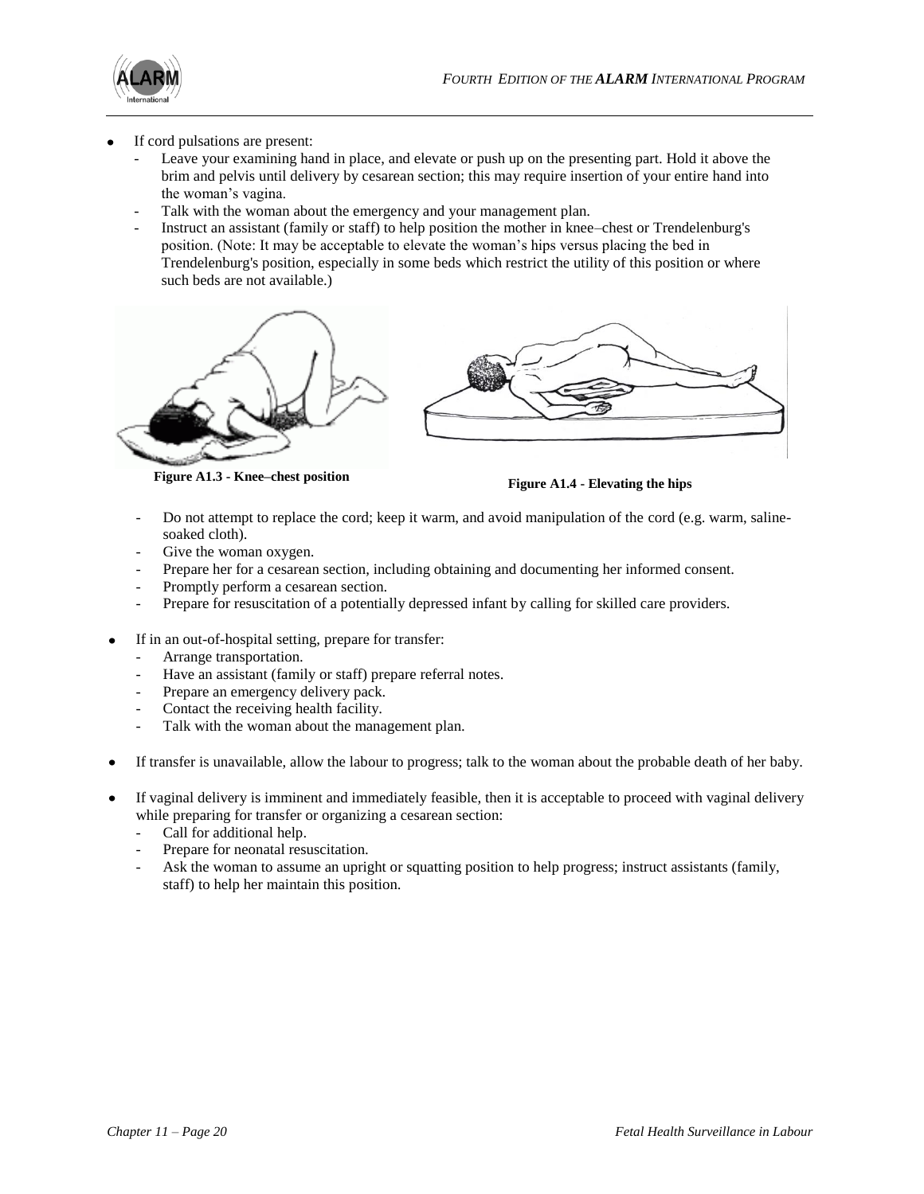- If cord pulsations are present:
  - Leave your examining hand in place, and elevate or push up on the presenting part. Hold it above the brim and pelvis until delivery by cesarean section; this may require insertion of your entire hand into the woman's vagina.
  - Talk with the woman about the emergency and your management plan.
  - Instruct an assistant (family or staff) to help position the mother in knee–chest or Trendelenburg's position. (Note: It may be acceptable to elevate the woman's hips versus placing the bed in Trendelenburg's position, especially in some beds which restrict the utility of this position or where such beds are not available.)

**Figure A1.3 - Knee–chest position**

**Figure A1.4 - Elevating the hips**

  - Do not attempt to replace the cord; keep it warm, and avoid manipulation of the cord (e.g. warm, saline-soaked cloth).
  - Give the woman oxygen.
  - Prepare her for a cesarean section, including obtaining and documenting her informed consent.
  - Promptly perform a cesarean section.
  - Prepare for resuscitation of a potentially depressed infant by calling for skilled care providers.

- If in an out-of-hospital setting, prepare for transfer:
  - Arrange transportation.
  - Have an assistant (family or staff) prepare referral notes.
  - Prepare an emergency delivery pack.
  - Contact the receiving health facility.
  - Talk with the woman about the management plan.

- If transfer is unavailable, allow the labour to progress; talk to the woman about the probable death of her baby.

- If vaginal delivery is imminent and immediately feasible, then it is acceptable to proceed with vaginal delivery while preparing for transfer or organizing a cesarean section:
  - Call for additional help.
  - Prepare for neonatal resuscitation.
  - Ask the woman to assume an upright or squatting position to help progress; instruct assistants (family, staff) to help her maintain this position.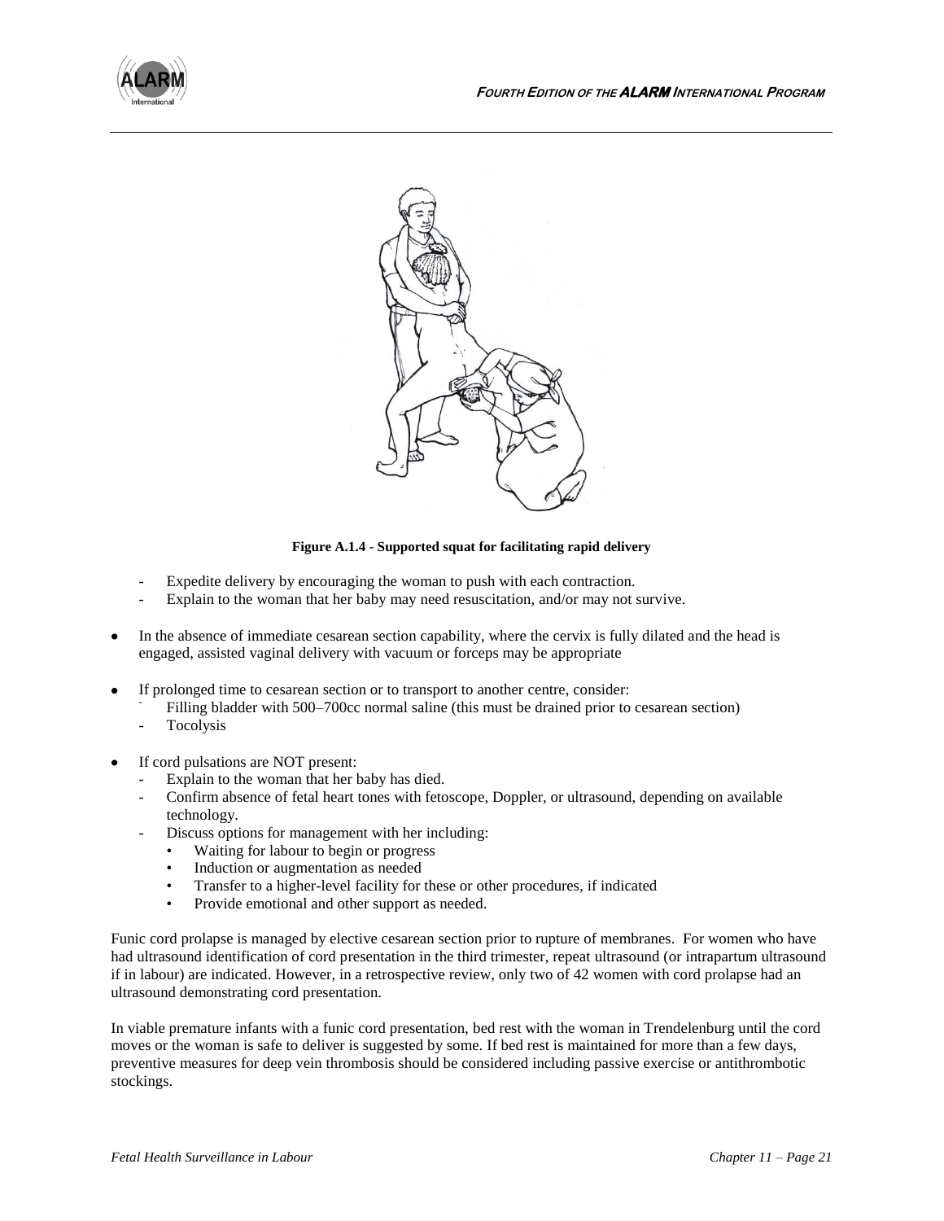**Figure A.1.4 - Supported squat for facilitating rapid delivery**

- Expedite delivery by encouraging the woman to push with each contraction.
- Explain to the woman that her baby may need resuscitation, and/or may not survive.

- In the absence of immediate cesarean section capability, where the cervix is fully dilated and the head is engaged, assisted vaginal delivery with vacuum or forceps may be appropriate

- If prolonged time to cesarean section or to transport to another centre, consider:
  - Filling bladder with 500–700cc normal saline (this must be drained prior to cesarean section)
  - Tocolysis

- If cord pulsations are NOT present:
  - Explain to the woman that her baby has died.
  - Confirm absence of fetal heart tones with fetoscope, Doppler, or ultrasound, depending on available technology.
  - Discuss options for management with her including:
    - Waiting for labour to begin or progress
    - Induction or augmentation as needed
    - Transfer to a higher-level facility for these or other procedures, if indicated
    - Provide emotional and other support as needed.

Funic cord prolapse is managed by elective cesarean section prior to rupture of membranes. For women who have had ultrasound identification of cord presentation in the third trimester, repeat ultrasound (or intrapartum ultrasound if in labour) are indicated. However, in a retrospective review, only two of 42 women with cord prolapse had an ultrasound demonstrating cord presentation.

In viable premature infants with a funic cord presentation, bed rest with the woman in Trendelenburg until the cord moves or the woman is safe to deliver is suggested by some. If bed rest is maintained for more than a few days, preventive measures for deep vein thrombosis should be considered including passive exercise or antithrombotic stockings.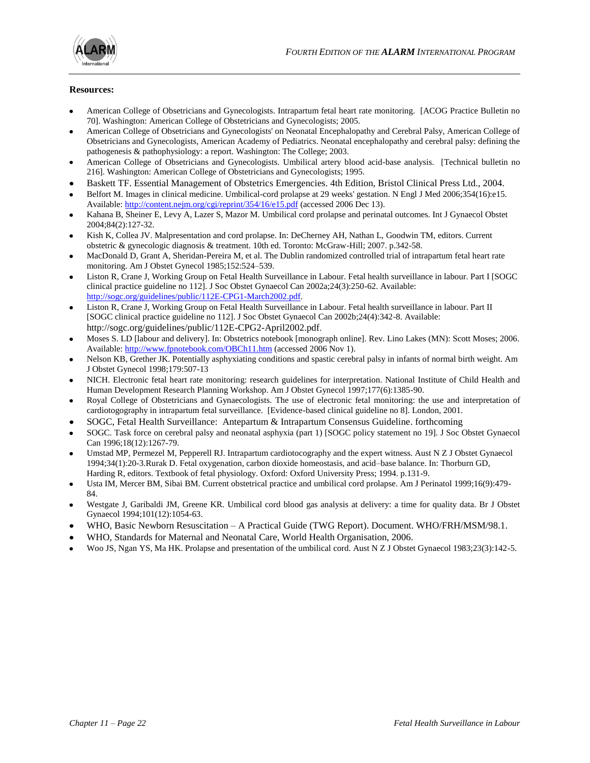**Resources:**

- American College of Obsetricians and Gynecologists. Intrapartum fetal heart rate monitoring. [ACOG Practice Bulletin no 70]. Washington: American College of Obstetricians and Gynecologists; 2005.
- American College of Obsetricians and Gynecologists' on Neonatal Encephalopathy and Cerebral Palsy, American College of Obsetricians and Gynecologists, American Academy of Pediatrics. Neonatal encephalopathy and cerebral palsy: defining the pathogenesis & pathophysiology: a report. Washington: The College; 2003.
- American College of Obsetricians and Gynecologists. Umbilical artery blood acid-base analysis. [Technical bulletin no 216]. Washington: American College of Obstetricians and Gynecologists; 1995.
- Baskett TF. Essential Management of Obstetrics Emergencies. 4th Edition, Bristol Clinical Press Ltd., 2004.
- Belfort M. Images in clinical medicine. Umbilical-cord prolapse at 29 weeks' gestation. N Engl J Med 2006;354(16):e15. Available: http://content.nejm.org/cgi/reprint/354/16/e15.pdf (accessed 2006 Dec 13).
- Kahana B, Sheiner E, Levy A, Lazer S, Mazor M. Umbilical cord prolapse and perinatal outcomes. Int J Gynaecol Obstet 2004;84(2):127-32.
- Kish K, Collea JV. Malpresentation and cord prolapse. In: DeCherney AH, Nathan L, Goodwin TM, editors. Current obstetric & gynecologic diagnosis & treatment. 10th ed. Toronto: McGraw-Hill; 2007. p.342-58.
- MacDonald D, Grant A, Sheridan-Pereira M, et al. The Dublin randomized controlled trial of intrapartum fetal heart rate monitoring. Am J Obstet Gynecol 1985;152:524–539.
- Liston R, Crane J, Working Group on Fetal Health Surveillance in Labour. Fetal health surveillance in labour. Part I [SOGC clinical practice guideline no 112]. J Soc Obstet Gynaecol Can 2002a;24(3):250-62. Available: http://sogc.org/guidelines/public/112E-CPG1-March2002.pdf.
- Liston R, Crane J, Working Group on Fetal Health Surveillance in Labour. Fetal health surveillance in labour. Part II [SOGC clinical practice guideline no 112]. J Soc Obstet Gynaecol Can 2002b;24(4):342-8. Available: http://sogc.org/guidelines/public/112E-CPG2-April2002.pdf.
- Moses S. LD [labour and delivery]. In: Obstetrics notebook [monograph online]. Rev. Lino Lakes (MN): Scott Moses; 2006. Available: http://www.fpnotebook.com/OBCh11.htm (accessed 2006 Nov 1).
- Nelson KB, Grether JK. Potentially asphyxiating conditions and spastic cerebral palsy in infants of normal birth weight. Am J Obstet Gynecol 1998;179:507-13
- NICH. Electronic fetal heart rate monitoring: research guidelines for interpretation. National Institute of Child Health and Human Development Research Planning Workshop. Am J Obstet Gynecol 1997;177(6):1385-90.
- Royal College of Obstetricians and Gynaecologists. The use of electronic fetal monitoring: the use and interpretation of cardiotocography in intrapartum fetal surveillance. [Evidence-based clinical guideline no 8]. London, 2001.
- SOGC, Fetal Health Surveillance: Antepartum & Intrapartum Consensus Guideline. forthcoming
- SOGC. Task force on cerebral palsy and neonatal asphyxia (part 1) [SOGC policy statement no 19]. J Soc Obstet Gynaecol Can 1996;18(12):1267-79.
- Umstad MP, Permezel M, Pepperell RJ. Intrapartum cardiotocography and the expert witness. Aust N Z J Obstet Gynaecol 1994;34(1):20-3.Rurak D. Fetal oxygenation, carbon dioxide homeostasis, and acid–base balance. In: Thorburn GD, Harding R, editors. Textbook of fetal physiology. Oxford: Oxford University Press; 1994. p.131-9.
- Usta IM, Mercer BM, Sibai BM. Current obstetrical practice and umbilical cord prolapse. Am J Perinatol 1999;16(9):479-84.
- Westgate J, Garibaldi JM, Greene KR. Umbilical cord blood gas analysis at delivery: a time for quality data. Br J Obstet Gynaecol 1994;101(12):1054-63.
- WHO, Basic Newborn Resuscitation – A Practical Guide (TWG Report). Document. WHO/FRH/MSM/98.1.
- WHO, Standards for Maternal and Neonatal Care, World Health Organisation, 2006.
- Woo JS, Ngan YS, Ma HK. Prolapse and presentation of the umbilical cord. Aust N Z J Obstet Gynaecol 1983;23(3):142-5.